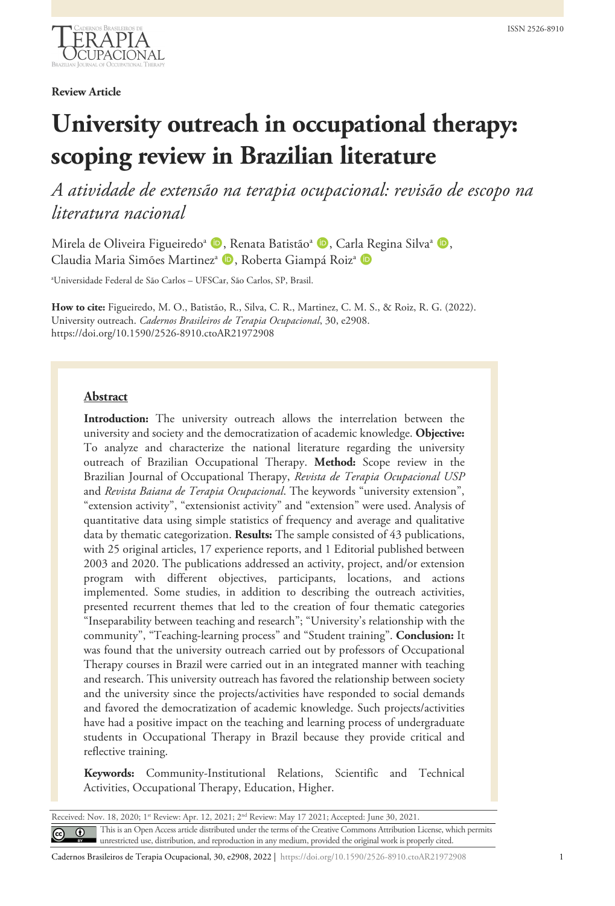Review Article

# University outreach in occupational therapy: scoping review in Brazilian literature

*A atividade de extensão na terapia ocupacional: revisão de escopo na literatura nacional*

Mirela de Oliveira Figueiredo[a], Renata Batistão[a], Carla Regina Silva[a], Claudia Maria Simões Martinez[a], Roberta Giampá Roiz[a]

[a]Universidade Federal de São Carlos – UFSCar, São Carlos, SP, Brasil.

**How to cite:** Figueiredo, M. O., Batistão, R., Silva, C. R., Martinez, C. M. S., & Roiz, R. G. (2022). University outreach. *Cadernos Brasileiros de Terapia Ocupacional*, 30, e2908. https://doi.org/10.1590/2526-8910.ctoAR21972908

## Abstract

**Introduction:** The university outreach allows the interrelation between the university and society and the democratization of academic knowledge. **Objective:** To analyze and characterize the national literature regarding the university outreach of Brazilian Occupational Therapy. **Method:** Scope review in the Brazilian Journal of Occupational Therapy, *Revista de Terapia Ocupacional USP* and *Revista Baiana de Terapia Ocupacional*. The keywords "university extension", "extension activity", "extensionist activity" and "extension" were used. Analysis of quantitative data using simple statistics of frequency and average and qualitative data by thematic categorization. **Results:** The sample consisted of 43 publications, with 25 original articles, 17 experience reports, and 1 Editorial published between 2003 and 2020. The publications addressed an activity, project, and/or extension program with different objectives, participants, locations, and actions implemented. Some studies, in addition to describing the outreach activities, presented recurrent themes that led to the creation of four thematic categories "Inseparability between teaching and research"; "University's relationship with the community", "Teaching-learning process" and "Student training". **Conclusion:** It was found that the university outreach carried out by professors of Occupational Therapy courses in Brazil were carried out in an integrated manner with teaching and research. This university outreach has favored the relationship between society and the university since the projects/activities have responded to social demands and favored the democratization of academic knowledge. Such projects/activities have had a positive impact on the teaching and learning process of undergraduate students in Occupational Therapy in Brazil because they provide critical and reflective training.

**Keywords:** Community-Institutional Relations, Scientific and Technical Activities, Occupational Therapy, Education, Higher.

Received: Nov. 18, 2020; 1st Review: Apr. 12, 2021; 2nd Review: May 17 2021; Accepted: June 30, 2021.

This is an Open Access article distributed under the terms of the Creative Commons Attribution License, which permits unrestricted use, distribution, and reproduction in any medium, provided the original work is properly cited.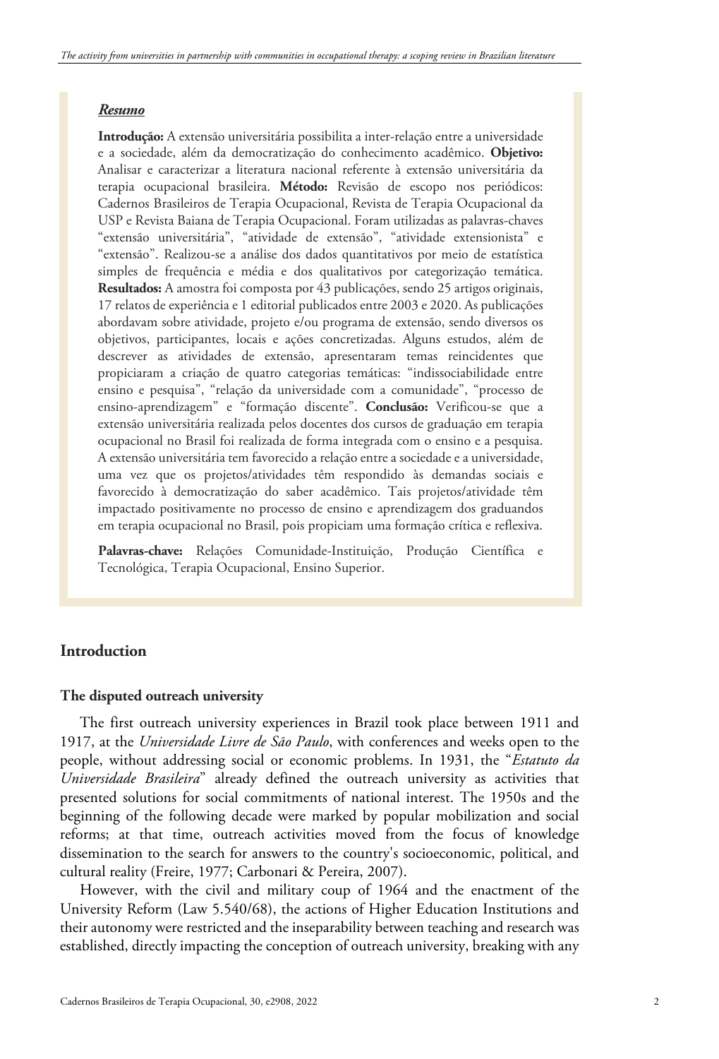### *Resumo*

**Introdução:** A extensão universitária possibilita a inter-relação entre a universidade e a sociedade, além da democratização do conhecimento acadêmico. **Objetivo:** Analisar e caracterizar a literatura nacional referente à extensão universitária da terapia ocupacional brasileira. **Método:** Revisão de escopo nos periódicos: Cadernos Brasileiros de Terapia Ocupacional, Revista de Terapia Ocupacional da USP e Revista Baiana de Terapia Ocupacional. Foram utilizadas as palavras-chaves "extensão universitária", "atividade de extensão", "atividade extensionista" e "extensão". Realizou-se a análise dos dados quantitativos por meio de estatística simples de frequência e média e dos qualitativos por categorização temática. **Resultados:** A amostra foi composta por 43 publicações, sendo 25 artigos originais, 17 relatos de experiência e 1 editorial publicados entre 2003 e 2020. As publicações abordavam sobre atividade, projeto e/ou programa de extensão, sendo diversos os objetivos, participantes, locais e ações concretizadas. Alguns estudos, além de descrever as atividades de extensão, apresentaram temas reincidentes que propiciaram a criação de quatro categorias temáticas: "indissociabilidade entre ensino e pesquisa", "relação da universidade com a comunidade", "processo de ensino-aprendizagem" e "formação discente". **Conclusão:** Verificou-se que a extensão universitária realizada pelos docentes dos cursos de graduação em terapia ocupacional no Brasil foi realizada de forma integrada com o ensino e a pesquisa. A extensão universitária tem favorecido a relação entre a sociedade e a universidade, uma vez que os projetos/atividades têm respondido às demandas sociais e favorecido à democratização do saber acadêmico. Tais projetos/atividade têm impactado positivamente no processo de ensino e aprendizagem dos graduandos em terapia ocupacional no Brasil, pois propiciam uma formação crítica e reflexiva.

**Palavras-chave:** Relações Comunidade-Instituição, Produção Científica e Tecnológica, Terapia Ocupacional, Ensino Superior.

## Introduction

### The disputed outreach university

The first outreach university experiences in Brazil took place between 1911 and 1917, at the *Universidade Livre de São Paulo*, with conferences and weeks open to the people, without addressing social or economic problems. In 1931, the "*Estatuto da Universidade Brasileira*" already defined the outreach university as activities that presented solutions for social commitments of national interest. The 1950s and the beginning of the following decade were marked by popular mobilization and social reforms; at that time, outreach activities moved from the focus of knowledge dissemination to the search for answers to the country's socioeconomic, political, and cultural reality (Freire, 1977; Carbonari & Pereira, 2007).

However, with the civil and military coup of 1964 and the enactment of the University Reform (Law 5.540/68), the actions of Higher Education Institutions and their autonomy were restricted and the inseparability between teaching and research was established, directly impacting the conception of outreach university, breaking with any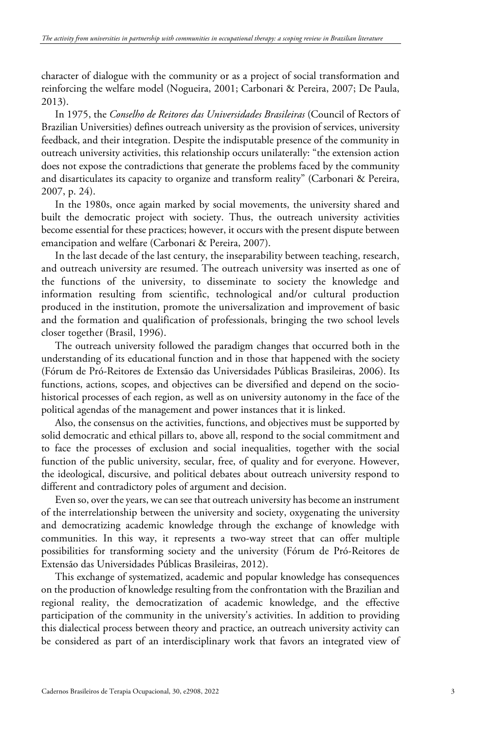character of dialogue with the community or as a project of social transformation and reinforcing the welfare model (Nogueira, 2001; Carbonari & Pereira, 2007; De Paula, 2013).

In 1975, the *Conselho de Reitores das Universidades Brasileiras* (Council of Rectors of Brazilian Universities) defines outreach university as the provision of services, university feedback, and their integration. Despite the indisputable presence of the community in outreach university activities, this relationship occurs unilaterally: "the extension action does not expose the contradictions that generate the problems faced by the community and disarticulates its capacity to organize and transform reality" (Carbonari & Pereira, 2007, p. 24).

In the 1980s, once again marked by social movements, the university shared and built the democratic project with society. Thus, the outreach university activities become essential for these practices; however, it occurs with the present dispute between emancipation and welfare (Carbonari & Pereira, 2007).

In the last decade of the last century, the inseparability between teaching, research, and outreach university are resumed. The outreach university was inserted as one of the functions of the university, to disseminate to society the knowledge and information resulting from scientific, technological and/or cultural production produced in the institution, promote the universalization and improvement of basic and the formation and qualification of professionals, bringing the two school levels closer together (Brasil, 1996).

The outreach university followed the paradigm changes that occurred both in the understanding of its educational function and in those that happened with the society (Fórum de Pró-Reitores de Extensão das Universidades Públicas Brasileiras, 2006). Its functions, actions, scopes, and objectives can be diversified and depend on the socio-historical processes of each region, as well as on university autonomy in the face of the political agendas of the management and power instances that it is linked.

Also, the consensus on the activities, functions, and objectives must be supported by solid democratic and ethical pillars to, above all, respond to the social commitment and to face the processes of exclusion and social inequalities, together with the social function of the public university, secular, free, of quality and for everyone. However, the ideological, discursive, and political debates about outreach university respond to different and contradictory poles of argument and decision.

Even so, over the years, we can see that outreach university has become an instrument of the interrelationship between the university and society, oxygenating the university and democratizing academic knowledge through the exchange of knowledge with communities. In this way, it represents a two-way street that can offer multiple possibilities for transforming society and the university (Fórum de Pró-Reitores de Extensão das Universidades Públicas Brasileiras, 2012).

This exchange of systematized, academic and popular knowledge has consequences on the production of knowledge resulting from the confrontation with the Brazilian and regional reality, the democratization of academic knowledge, and the effective participation of the community in the university's activities. In addition to providing this dialectical process between theory and practice, an outreach university activity can be considered as part of an interdisciplinary work that favors an integrated view of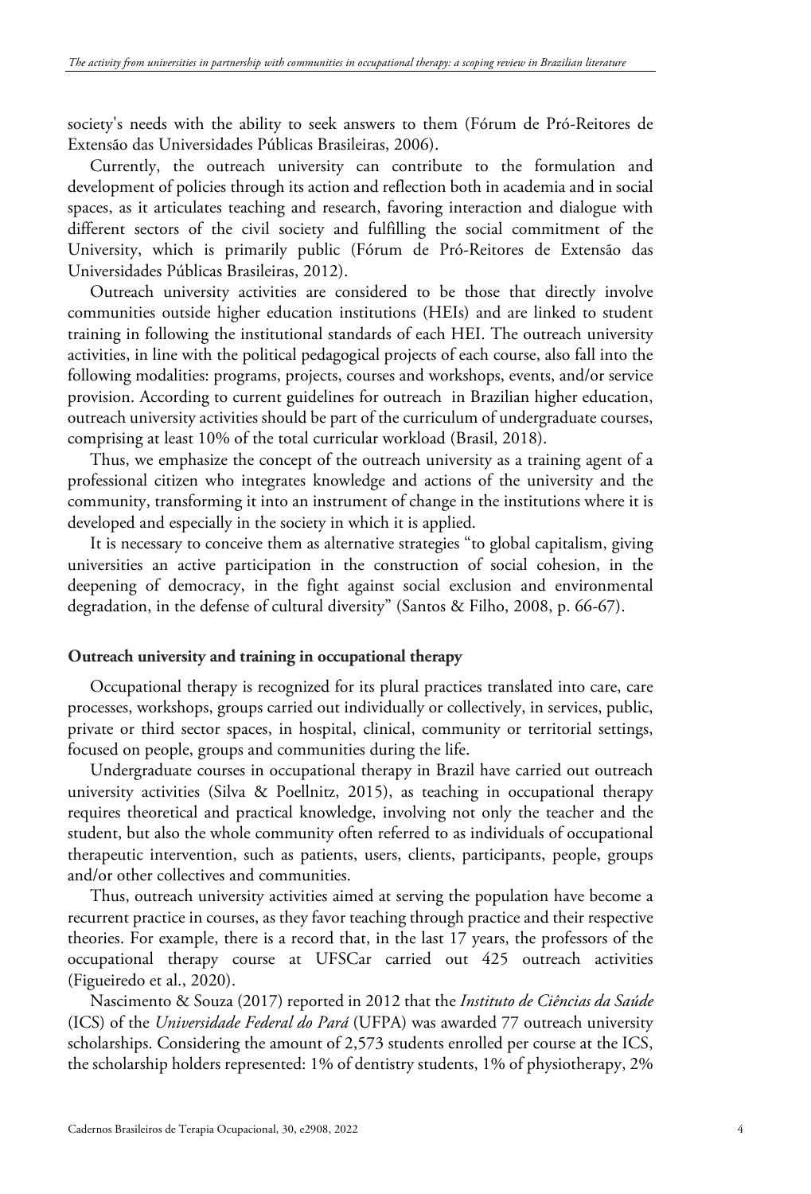society's needs with the ability to seek answers to them (Fórum de Pró-Reitores de Extensão das Universidades Públicas Brasileiras, 2006).

Currently, the outreach university can contribute to the formulation and development of policies through its action and reflection both in academia and in social spaces, as it articulates teaching and research, favoring interaction and dialogue with different sectors of the civil society and fulfilling the social commitment of the University, which is primarily public (Fórum de Pró-Reitores de Extensão das Universidades Públicas Brasileiras, 2012).

Outreach university activities are considered to be those that directly involve communities outside higher education institutions (HEIs) and are linked to student training in following the institutional standards of each HEI. The outreach university activities, in line with the political pedagogical projects of each course, also fall into the following modalities: programs, projects, courses and workshops, events, and/or service provision. According to current guidelines for outreach in Brazilian higher education, outreach university activities should be part of the curriculum of undergraduate courses, comprising at least 10% of the total curricular workload (Brasil, 2018).

Thus, we emphasize the concept of the outreach university as a training agent of a professional citizen who integrates knowledge and actions of the university and the community, transforming it into an instrument of change in the institutions where it is developed and especially in the society in which it is applied.

It is necessary to conceive them as alternative strategies "to global capitalism, giving universities an active participation in the construction of social cohesion, in the deepening of democracy, in the fight against social exclusion and environmental degradation, in the defense of cultural diversity" (Santos & Filho, 2008, p. 66-67).

### Outreach university and training in occupational therapy

Occupational therapy is recognized for its plural practices translated into care, care processes, workshops, groups carried out individually or collectively, in services, public, private or third sector spaces, in hospital, clinical, community or territorial settings, focused on people, groups and communities during the life.

Undergraduate courses in occupational therapy in Brazil have carried out outreach university activities (Silva & Poellnitz, 2015), as teaching in occupational therapy requires theoretical and practical knowledge, involving not only the teacher and the student, but also the whole community often referred to as individuals of occupational therapeutic intervention, such as patients, users, clients, participants, people, groups and/or other collectives and communities.

Thus, outreach university activities aimed at serving the population have become a recurrent practice in courses, as they favor teaching through practice and their respective theories. For example, there is a record that, in the last 17 years, the professors of the occupational therapy course at UFSCar carried out 425 outreach activities (Figueiredo et al., 2020).

Nascimento & Souza (2017) reported in 2012 that the *Instituto de Ciências da Saúde* (ICS) of the *Universidade Federal do Pará* (UFPA) was awarded 77 outreach university scholarships. Considering the amount of 2,573 students enrolled per course at the ICS, the scholarship holders represented: 1% of dentistry students, 1% of physiotherapy, 2%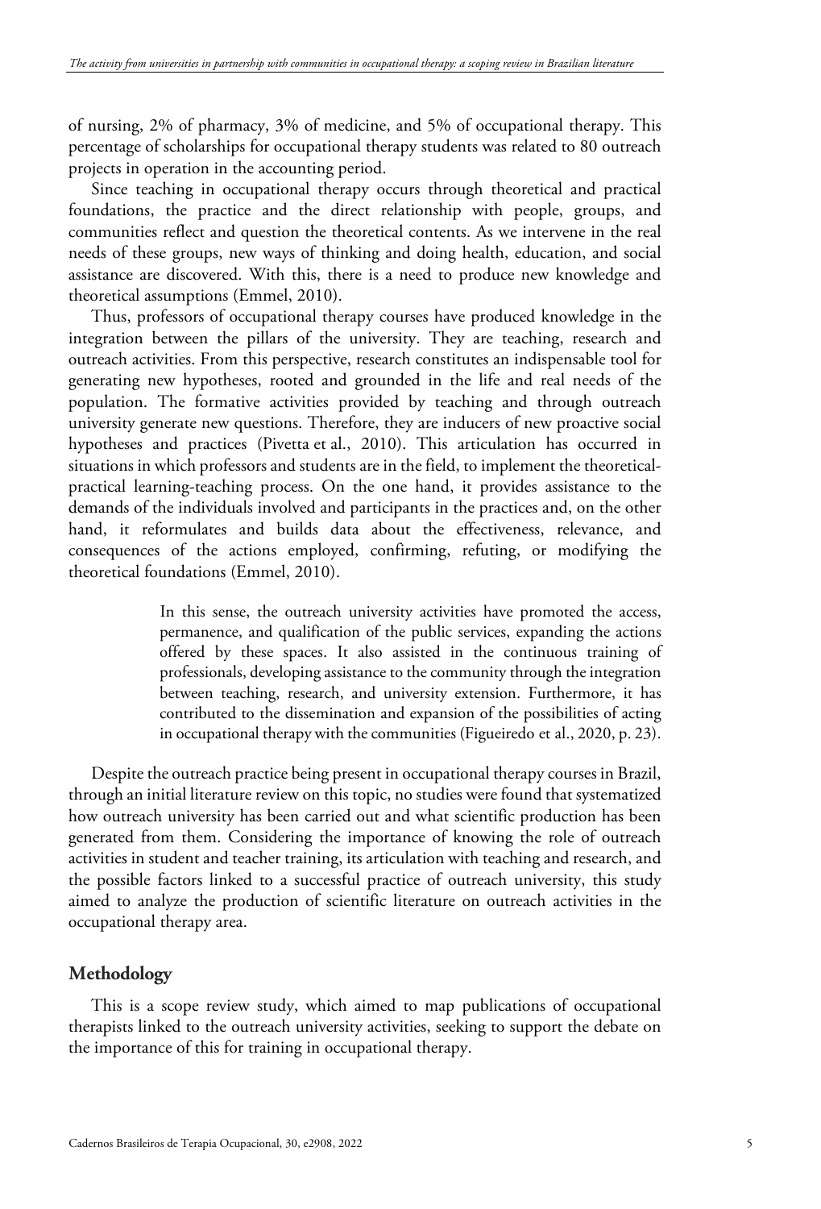of nursing, 2% of pharmacy, 3% of medicine, and 5% of occupational therapy. This percentage of scholarships for occupational therapy students was related to 80 outreach projects in operation in the accounting period.

Since teaching in occupational therapy occurs through theoretical and practical foundations, the practice and the direct relationship with people, groups, and communities reflect and question the theoretical contents. As we intervene in the real needs of these groups, new ways of thinking and doing health, education, and social assistance are discovered. With this, there is a need to produce new knowledge and theoretical assumptions (Emmel, 2010).

Thus, professors of occupational therapy courses have produced knowledge in the integration between the pillars of the university. They are teaching, research and outreach activities. From this perspective, research constitutes an indispensable tool for generating new hypotheses, rooted and grounded in the life and real needs of the population. The formative activities provided by teaching and through outreach university generate new questions. Therefore, they are inducers of new proactive social hypotheses and practices (Pivetta et al., 2010). This articulation has occurred in situations in which professors and students are in the field, to implement the theoretical-practical learning-teaching process. On the one hand, it provides assistance to the demands of the individuals involved and participants in the practices and, on the other hand, it reformulates and builds data about the effectiveness, relevance, and consequences of the actions employed, confirming, refuting, or modifying the theoretical foundations (Emmel, 2010).

> In this sense, the outreach university activities have promoted the access, permanence, and qualification of the public services, expanding the actions offered by these spaces. It also assisted in the continuous training of professionals, developing assistance to the community through the integration between teaching, research, and university extension. Furthermore, it has contributed to the dissemination and expansion of the possibilities of acting in occupational therapy with the communities (Figueiredo et al., 2020, p. 23).

Despite the outreach practice being present in occupational therapy courses in Brazil, through an initial literature review on this topic, no studies were found that systematized how outreach university has been carried out and what scientific production has been generated from them. Considering the importance of knowing the role of outreach activities in student and teacher training, its articulation with teaching and research, and the possible factors linked to a successful practice of outreach university, this study aimed to analyze the production of scientific literature on outreach activities in the occupational therapy area.

## Methodology

This is a scope review study, which aimed to map publications of occupational therapists linked to the outreach university activities, seeking to support the debate on the importance of this for training in occupational therapy.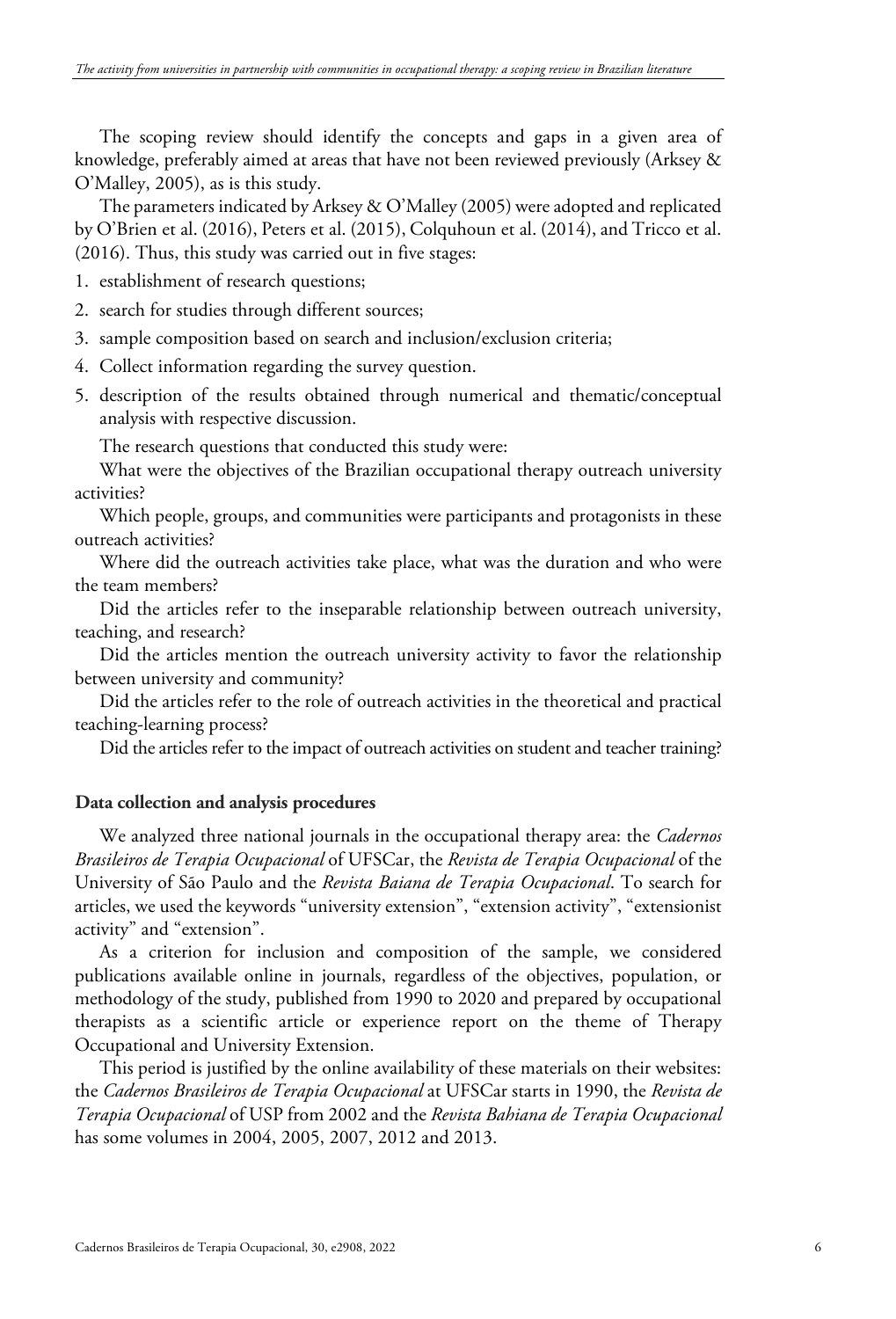The scoping review should identify the concepts and gaps in a given area of knowledge, preferably aimed at areas that have not been reviewed previously (Arksey & O'Malley, 2005), as is this study.

The parameters indicated by Arksey & O'Malley (2005) were adopted and replicated by O'Brien et al. (2016), Peters et al. (2015), Colquhoun et al. (2014), and Tricco et al. (2016). Thus, this study was carried out in five stages:

1. establishment of research questions;
2. search for studies through different sources;
3. sample composition based on search and inclusion/exclusion criteria;
4. Collect information regarding the survey question.
5. description of the results obtained through numerical and thematic/conceptual analysis with respective discussion.

The research questions that conducted this study were:

What were the objectives of the Brazilian occupational therapy outreach university activities?

Which people, groups, and communities were participants and protagonists in these outreach activities?

Where did the outreach activities take place, what was the duration and who were the team members?

Did the articles refer to the inseparable relationship between outreach university, teaching, and research?

Did the articles mention the outreach university activity to favor the relationship between university and community?

Did the articles refer to the role of outreach activities in the theoretical and practical teaching-learning process?

Did the articles refer to the impact of outreach activities on student and teacher training?

### Data collection and analysis procedures

We analyzed three national journals in the occupational therapy area: the *Cadernos Brasileiros de Terapia Ocupacional* of UFSCar, the *Revista de Terapia Ocupacional* of the University of São Paulo and the *Revista Baiana de Terapia Ocupacional*. To search for articles, we used the keywords "university extension", "extension activity", "extensionist activity" and "extension".

As a criterion for inclusion and composition of the sample, we considered publications available online in journals, regardless of the objectives, population, or methodology of the study, published from 1990 to 2020 and prepared by occupational therapists as a scientific article or experience report on the theme of Therapy Occupational and University Extension.

This period is justified by the online availability of these materials on their websites: the *Cadernos Brasileiros de Terapia Ocupacional* at UFSCar starts in 1990, the *Revista de Terapia Ocupacional* of USP from 2002 and the *Revista Bahiana de Terapia Ocupacional* has some volumes in 2004, 2005, 2007, 2012 and 2013.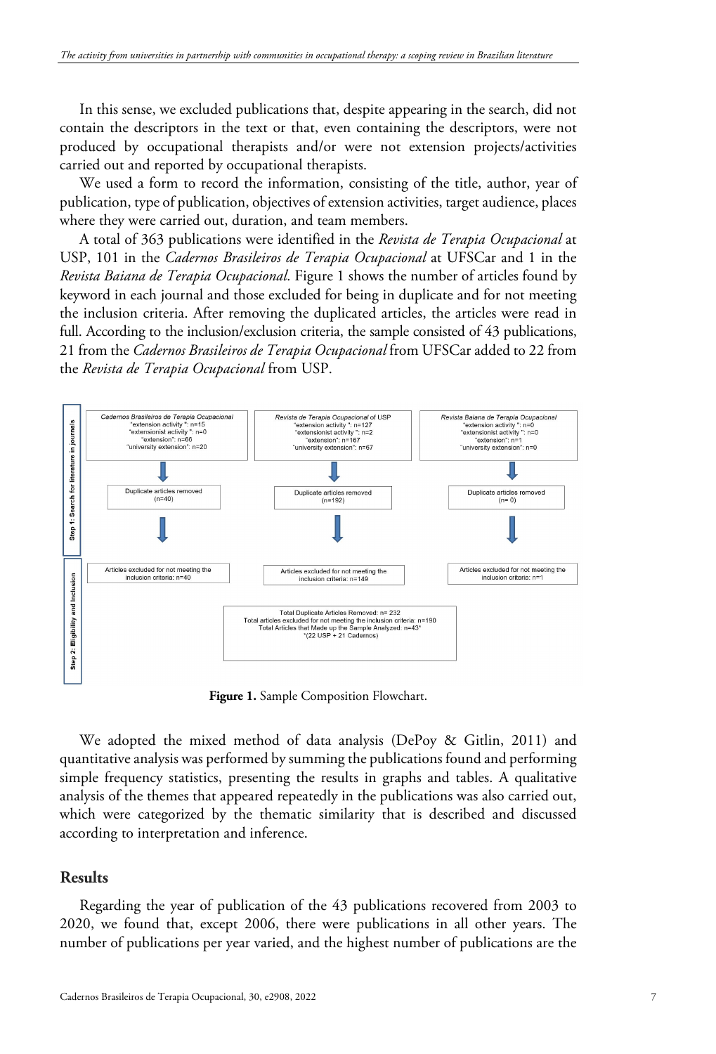In this sense, we excluded publications that, despite appearing in the search, did not contain the descriptors in the text or that, even containing the descriptors, were not produced by occupational therapists and/or were not extension projects/activities carried out and reported by occupational therapists.

We used a form to record the information, consisting of the title, author, year of publication, type of publication, objectives of extension activities, target audience, places where they were carried out, duration, and team members.

A total of 363 publications were identified in the *Revista de Terapia Ocupacional* at USP, 101 in the *Cadernos Brasileiros de Terapia Ocupacional* at UFSCar and 1 in the *Revista Baiana de Terapia Ocupacional*. Figure 1 shows the number of articles found by keyword in each journal and those excluded for being in duplicate and for not meeting the inclusion criteria. After removing the duplicated articles, the articles were read in full. According to the inclusion/exclusion criteria, the sample consisted of 43 publications, 21 from the *Cadernos Brasileiros de Terapia Ocupacional* from UFSCar added to 22 from the *Revista de Terapia Ocupacional* from USP.

Step 1: Search for literature in journals

| Cadernos Brasileiros de Terapia Ocupacional | Revista de Terapia Ocupacional of USP | Revista Baiana de Terapia Ocupacional |
| --- | --- | --- |
| "extension activity ": n=15<br>"extensionist activity ": n=0<br>"extension": n=66<br>"university extension": n=20 | "extension activity ": n=127<br>"extensionist activity ": n=2<br>"extension": n=167<br>"university extension": n=67 | "extension activity ": n=0<br>"extensionist activity ": n=0<br>"extension": n=1<br>"university extension": n=0 |
| Duplicate articles removed (n=40) | Duplicate articles removed (n=192) | Duplicate articles removed (n= 0) |

Step 2: Eligibility and Inclusion

| Cadernos Brasileiros de Terapia Ocupacional | Revista de Terapia Ocupacional of USP | Revista Baiana de Terapia Ocupacional |
| --- | --- | --- |
| Articles excluded for not meeting the inclusion criteria: n=40 | Articles excluded for not meeting the inclusion criteria: n=149 | Articles excluded for not meeting the inclusion criteria: n=1 |

Total Duplicate Articles Removed: n= 232
Total articles excluded for not meeting the inclusion criteria: n=190
Total Articles that Made up the Sample Analyzed: n=43*
*(22 USP + 21 Cadernos)

**Figure 1.** Sample Composition Flowchart.

We adopted the mixed method of data analysis (DePoy & Gitlin, 2011) and quantitative analysis was performed by summing the publications found and performing simple frequency statistics, presenting the results in graphs and tables. A qualitative analysis of the themes that appeared repeatedly in the publications was also carried out, which were categorized by the thematic similarity that is described and discussed according to interpretation and inference.

## Results

Regarding the year of publication of the 43 publications recovered from 2003 to 2020, we found that, except 2006, there were publications in all other years. The number of publications per year varied, and the highest number of publications are the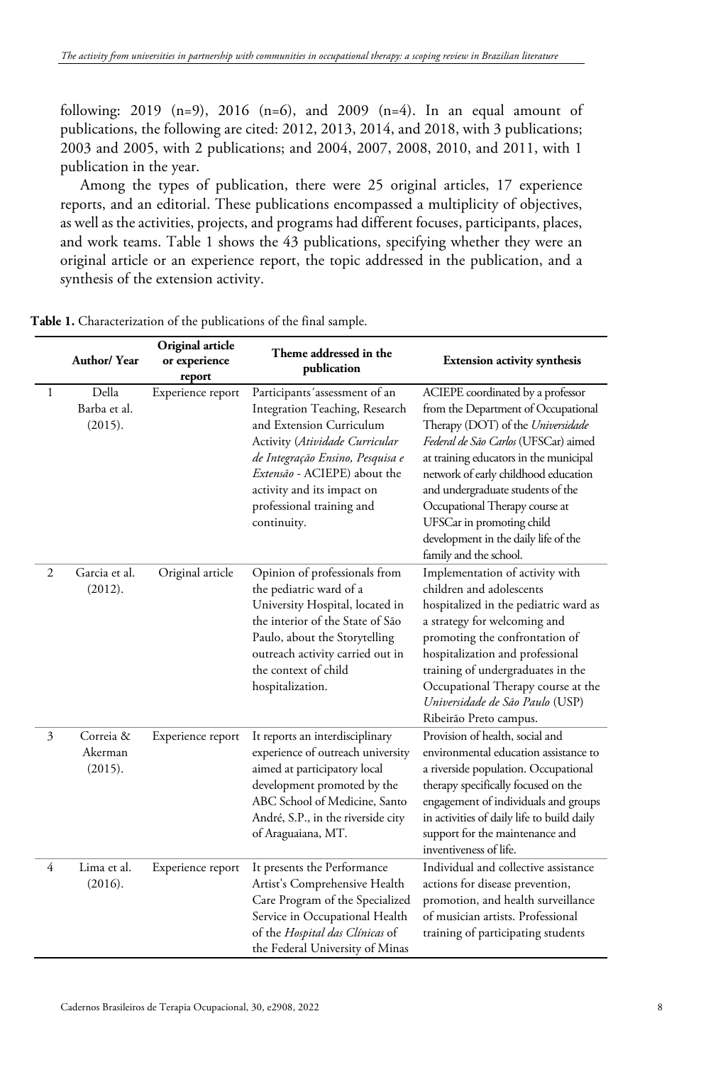following: 2019 (n=9), 2016 (n=6), and 2009 (n=4). In an equal amount of publications, the following are cited: 2012, 2013, 2014, and 2018, with 3 publications; 2003 and 2005, with 2 publications; and 2004, 2007, 2008, 2010, and 2011, with 1 publication in the year.

Among the types of publication, there were 25 original articles, 17 experience reports, and an editorial. These publications encompassed a multiplicity of objectives, as well as the activities, projects, and programs had different focuses, participants, places, and work teams. Table 1 shows the 43 publications, specifying whether they were an original article or an experience report, the topic addressed in the publication, and a synthesis of the extension activity.

**Table 1.** Characterization of the publications of the final sample.

| | Author/ Year | Original article or experience report | Theme addressed in the publication | Extension activity synthesis |
|---|---|---|---|---|
| 1 | Della Barba et al. (2015). | Experience report | Participants´assessment of an Integration Teaching, Research and Extension Curriculum Activity (*Atividade Curricular de Integração Ensino, Pesquisa e Extensão* - ACIEPE) about the activity and its impact on professional training and continuity. | ACIEPE coordinated by a professor from the Department of Occupational Therapy (DOT) of the *Universidade Federal de São Carlos* (UFSCar) aimed at training educators in the municipal network of early childhood education and undergraduate students of the Occupational Therapy course at UFSCar in promoting child development in the daily life of the family and the school. |
| 2 | Garcia et al. (2012). | Original article | Opinion of professionals from the pediatric ward of a University Hospital, located in the interior of the State of São Paulo, about the Storytelling outreach activity carried out in the context of child hospitalization. | Implementation of activity with children and adolescents hospitalized in the pediatric ward as a strategy for welcoming and promoting the confrontation of hospitalization and professional training of undergraduates in the Occupational Therapy course at the *Universidade de São Paulo* (USP) Ribeirão Preto campus. |
| 3 | Correia & Akerman (2015). | Experience report | It reports an interdisciplinary experience of outreach university aimed at participatory local development promoted by the ABC School of Medicine, Santo André, S.P., in the riverside city of Araguaiana, MT. | Provision of health, social and environmental education assistance to a riverside population. Occupational therapy specifically focused on the engagement of individuals and groups in activities of daily life to build daily support for the maintenance and inventiveness of life. |
| 4 | Lima et al. (2016). | Experience report | It presents the Performance Artist's Comprehensive Health Care Program of the Specialized Service in Occupational Health of the *Hospital das Clínicas* of the Federal University of Minas | Individual and collective assistance actions for disease prevention, promotion, and health surveillance of musician artists. Professional training of participating students |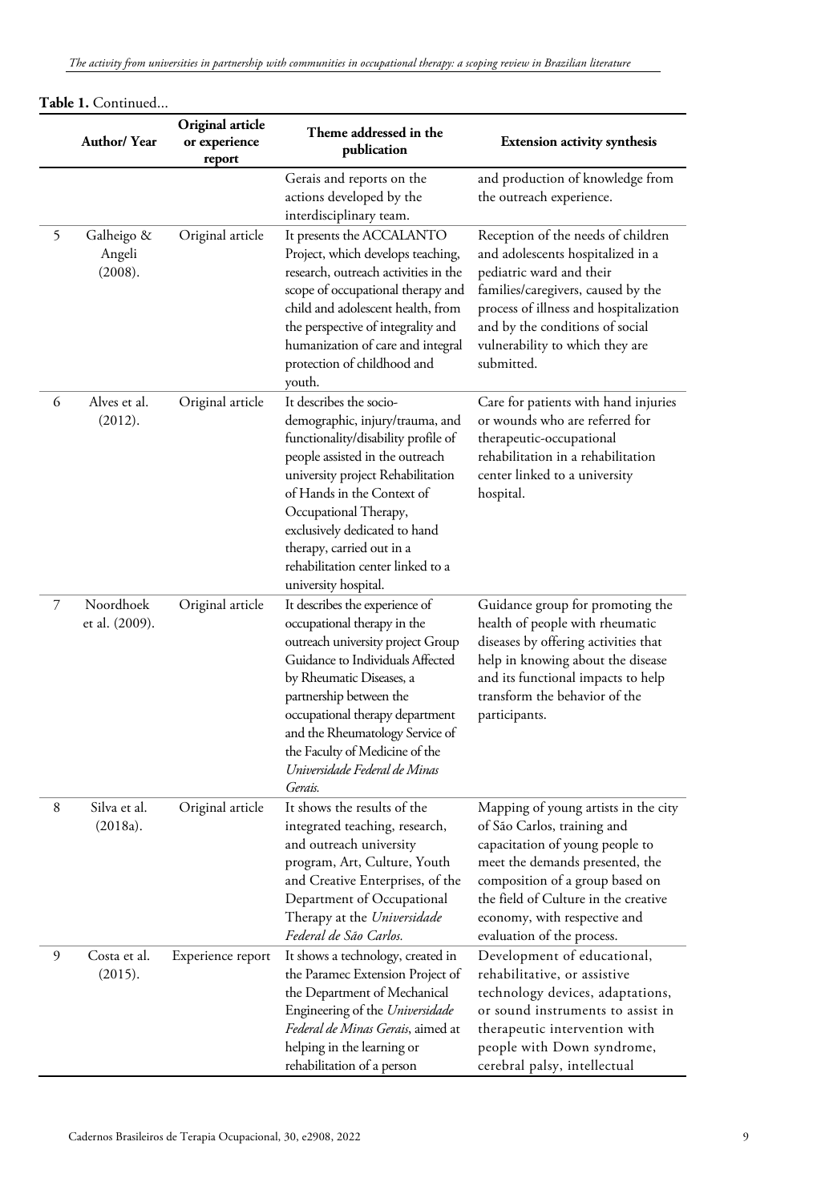**Table 1.** Continued...

| | Author/ Year | Original article or experience report | Theme addressed in the publication | Extension activity synthesis |
|---|---|---|---|---|
| | | | Gerais and reports on the actions developed by the interdisciplinary team. | and production of knowledge from the outreach experience. |
| 5 | Galheigo & Angeli (2008). | Original article | It presents the ACCALANTO Project, which develops teaching, research, outreach activities in the scope of occupational therapy and child and adolescent health, from the perspective of integrality and humanization of care and integral protection of childhood and youth. | Reception of the needs of children and adolescents hospitalized in a pediatric ward and their families/caregivers, caused by the process of illness and hospitalization and by the conditions of social vulnerability to which they are submitted. |
| 6 | Alves et al. (2012). | Original article | It describes the socio-demographic, injury/trauma, and functionality/disability profile of people assisted in the outreach university project Rehabilitation of Hands in the Context of Occupational Therapy, exclusively dedicated to hand therapy, carried out in a rehabilitation center linked to a university hospital. | Care for patients with hand injuries or wounds who are referred for therapeutic-occupational rehabilitation in a rehabilitation center linked to a university hospital. |
| 7 | Noordhoek et al. (2009). | Original article | It describes the experience of occupational therapy in the outreach university project Group Guidance to Individuals Affected by Rheumatic Diseases, a partnership between the occupational therapy department and the Rheumatology Service of the Faculty of Medicine of the *Universidade Federal de Minas Gerais.* | Guidance group for promoting the health of people with rheumatic diseases by offering activities that help in knowing about the disease and its functional impacts to help transform the behavior of the participants. |
| 8 | Silva et al. (2018a). | Original article | It shows the results of the integrated teaching, research, and outreach university program, Art, Culture, Youth and Creative Enterprises, of the Department of Occupational Therapy at the *Universidade Federal de São Carlos.* | Mapping of young artists in the city of São Carlos, training and capacitation of young people to meet the demands presented, the composition of a group based on the field of Culture in the creative economy, with respective and evaluation of the process. |
| 9 | Costa et al. (2015). | Experience report | It shows a technology, created in the Paramec Extension Project of the Department of Mechanical Engineering of the *Universidade Federal de Minas Gerais*, aimed at helping in the learning or rehabilitation of a person | Development of educational, rehabilitative, or assistive technology devices, adaptations, or sound instruments to assist in therapeutic intervention with people with Down syndrome, cerebral palsy, intellectual |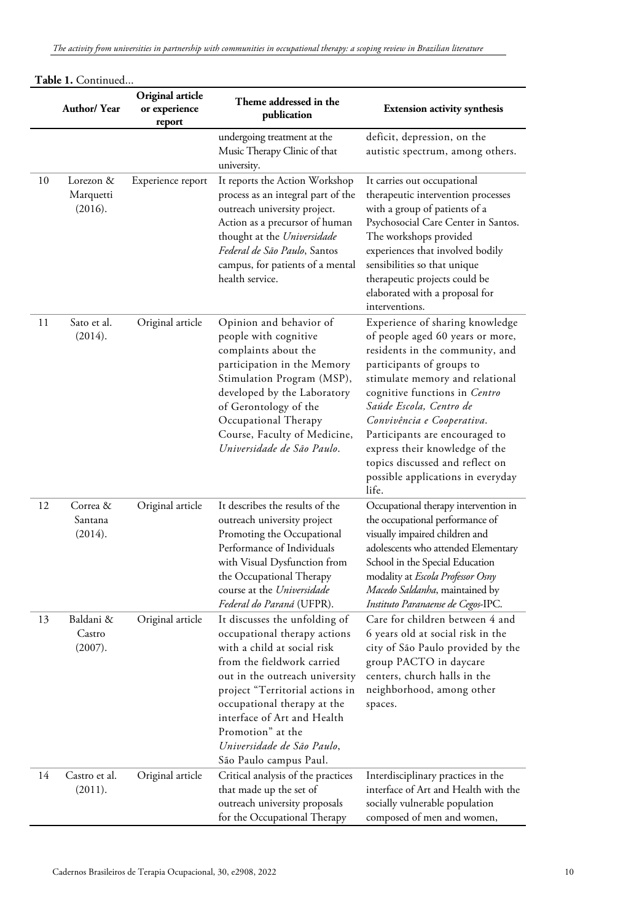**Table 1.** Continued...

| | Author/ Year | Original article or experience report | Theme addressed in the publication | Extension activity synthesis |
|---|---|---|---|---|
| | | | undergoing treatment at the Music Therapy Clinic of that university. | deficit, depression, on the autistic spectrum, among others. |
| 10 | Lorezon & Marquetti (2016). | Experience report | It reports the Action Workshop process as an integral part of the outreach university project. Action as a precursor of human thought at the *Universidade Federal de São Paulo*, Santos campus, for patients of a mental health service. | It carries out occupational therapeutic intervention processes with a group of patients of a Psychosocial Care Center in Santos. The workshops provided experiences that involved bodily sensibilities so that unique therapeutic projects could be elaborated with a proposal for interventions. |
| 11 | Sato et al. (2014). | Original article | Opinion and behavior of people with cognitive complaints about the participation in the Memory Stimulation Program (MSP), developed by the Laboratory of Gerontology of the Occupational Therapy Course, Faculty of Medicine, *Universidade de São Paulo*. | Experience of sharing knowledge of people aged 60 years or more, residents in the community, and participants of groups to stimulate memory and relational cognitive functions in *Centro Saúde Escola, Centro de Convivência e Cooperativa*. Participants are encouraged to express their knowledge of the topics discussed and reflect on possible applications in everyday life. |
| 12 | Correa & Santana (2014). | Original article | It describes the results of the outreach university project Promoting the Occupational Performance of Individuals with Visual Dysfunction from the Occupational Therapy course at the *Universidade Federal do Paraná* (UFPR). | Occupational therapy intervention in the occupational performance of visually impaired children and adolescents who attended Elementary School in the Special Education modality at *Escola Professor Osny Macedo Saldanha*, maintained by *Instituto Paranaense de Cegos*-IPC. |
| 13 | Baldani & Castro (2007). | Original article | It discusses the unfolding of occupational therapy actions with a child at social risk from the fieldwork carried out in the outreach university project "Territorial actions in occupational therapy at the interface of Art and Health Promotion" at the *Universidade de São Paulo*, São Paulo campus Paul. | Care for children between 4 and 6 years old at social risk in the city of São Paulo provided by the group PACTO in daycare centers, church halls in the neighborhood, among other spaces. |
| 14 | Castro et al. (2011). | Original article | Critical analysis of the practices that made up the set of outreach university proposals for the Occupational Therapy | Interdisciplinary practices in the interface of Art and Health with the socially vulnerable population composed of men and women, |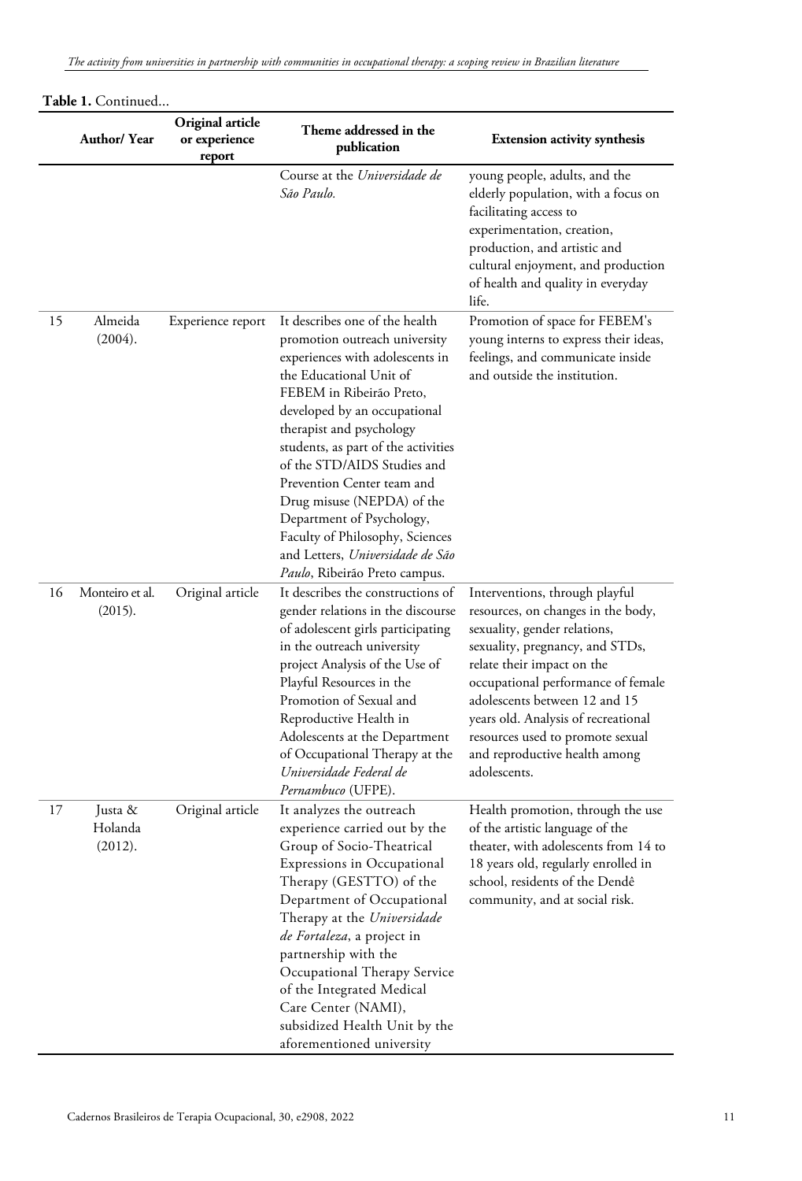**Table 1.** Continued...

| | Author/ Year | Original article or experience report | Theme addressed in the publication | Extension activity synthesis |
|---|---|---|---|---|
| | | | Course at the *Universidade de São Paulo*. | young people, adults, and the elderly population, with a focus on facilitating access to experimentation, creation, production, and artistic and cultural enjoyment, and production of health and quality in everyday life. |
| 15 | Almeida (2004). | Experience report | It describes one of the health promotion outreach university experiences with adolescents in the Educational Unit of FEBEM in Ribeirão Preto, developed by an occupational therapist and psychology students, as part of the activities of the STD/AIDS Studies and Prevention Center team and Drug misuse (NEPDA) of the Department of Psychology, Faculty of Philosophy, Sciences and Letters, *Universidade de São Paulo*, Ribeirão Preto campus. | Promotion of space for FEBEM's young interns to express their ideas, feelings, and communicate inside and outside the institution. |
| 16 | Monteiro et al. (2015). | Original article | It describes the constructions of gender relations in the discourse of adolescent girls participating in the outreach university project Analysis of the Use of Playful Resources in the Promotion of Sexual and Reproductive Health in Adolescents at the Department of Occupational Therapy at the *Universidade Federal de Pernambuco* (UFPE). | Interventions, through playful resources, on changes in the body, sexuality, gender relations, sexuality, pregnancy, and STDs, relate their impact on the occupational performance of female adolescents between 12 and 15 years old. Analysis of recreational resources used to promote sexual and reproductive health among adolescents. |
| 17 | Justa & Holanda (2012). | Original article | It analyzes the outreach experience carried out by the Group of Socio-Theatrical Expressions in Occupational Therapy (GESTTO) of the Department of Occupational Therapy at the *Universidade de Fortaleza*, a project in partnership with the Occupational Therapy Service of the Integrated Medical Care Center (NAMI), subsidized Health Unit by the aforementioned university | Health promotion, through the use of the artistic language of the theater, with adolescents from 14 to 18 years old, regularly enrolled in school, residents of the Dendê community, and at social risk. |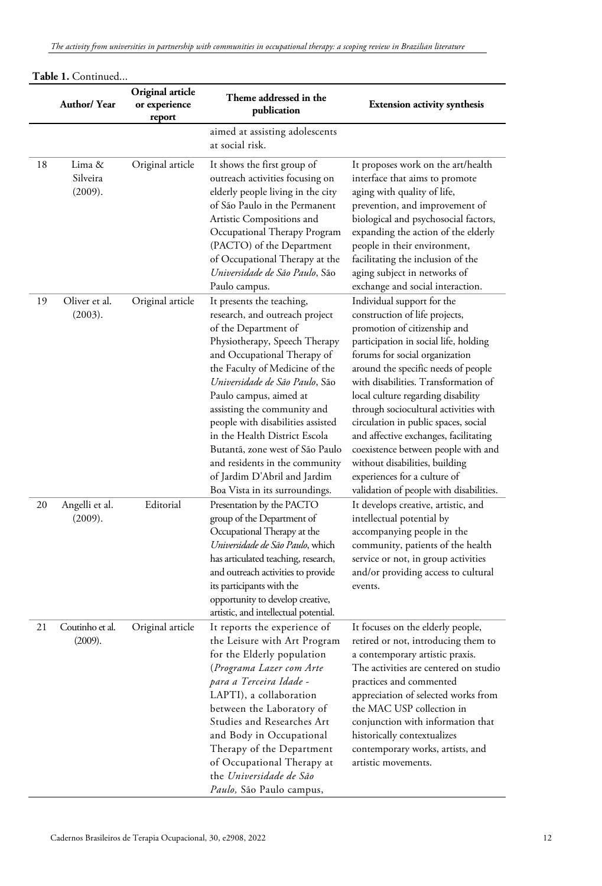**Table 1.** Continued...

| | Author/ Year | Original article or experience report | Theme addressed in the publication | Extension activity synthesis |
|---|---|---|---|---|
| | | | aimed at assisting adolescents at social risk. | |
| 18 | Lima & Silveira (2009). | Original article | It shows the first group of outreach activities focusing on elderly people living in the city of São Paulo in the Permanent Artistic Compositions and Occupational Therapy Program (PACTO) of the Department of Occupational Therapy at the *Universidade de São Paulo*, São Paulo campus. | It proposes work on the art/health interface that aims to promote aging with quality of life, prevention, and improvement of biological and psychosocial factors, expanding the action of the elderly people in their environment, facilitating the inclusion of the aging subject in networks of exchange and social interaction. |
| 19 | Oliver et al. (2003). | Original article | It presents the teaching, research, and outreach project of the Department of Physiotherapy, Speech Therapy and Occupational Therapy of the Faculty of Medicine of the *Universidade de São Paulo*, São Paulo campus, aimed at assisting the community and people with disabilities assisted in the Health District Escola Butantã, zone west of São Paulo and residents in the community of Jardim D'Abril and Jardim Boa Vista in its surroundings. | Individual support for the construction of life projects, promotion of citizenship and participation in social life, holding forums for social organization around the specific needs of people with disabilities. Transformation of local culture regarding disability through sociocultural activities with circulation in public spaces, social and affective exchanges, facilitating coexistence between people with and without disabilities, building experiences for a culture of validation of people with disabilities. |
| 20 | Angelli et al. (2009). | Editorial | Presentation by the PACTO group of the Department of Occupational Therapy at the *Universidade de São Paulo*, which has articulated teaching, research, and outreach activities to provide its participants with the opportunity to develop creative, artistic, and intellectual potential. | It develops creative, artistic, and intellectual potential by accompanying people in the community, patients of the health service or not, in group activities and/or providing access to cultural events. |
| 21 | Coutinho et al. (2009). | Original article | It reports the experience of the Leisure with Art Program for the Elderly population (*Programa Lazer com Arte para a Terceira Idade* - LAPTI), a collaboration between the Laboratory of Studies and Researches Art and Body in Occupational Therapy of the Department of Occupational Therapy at the *Universidade de São Paulo*, São Paulo campus, | It focuses on the elderly people, retired or not, introducing them to a contemporary artistic praxis. The activities are centered on studio practices and commented appreciation of selected works from the MAC USP collection in conjunction with information that historically contextualizes contemporary works, artists, and artistic movements. |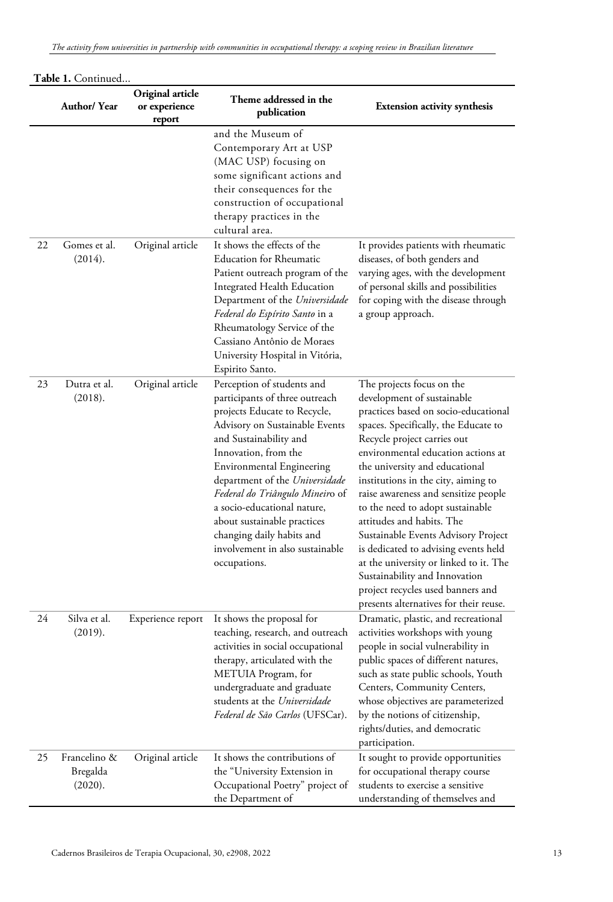**Table 1.** Continued...

| | Author/ Year | Original article or experience report | Theme addressed in the publication | Extension activity synthesis |
|---|---|---|---|---|
| | | | and the Museum of Contemporary Art at USP (MAC USP) focusing on some significant actions and their consequences for the construction of occupational therapy practices in the cultural area. | |
| 22 | Gomes et al. (2014). | Original article | It shows the effects of the Education for Rheumatic Patient outreach program of the Integrated Health Education Department of the *Universidade Federal do Espírito Santo* in a Rheumatology Service of the Cassiano Antônio de Moraes University Hospital in Vitória, Espirito Santo. | It provides patients with rheumatic diseases, of both genders and varying ages, with the development of personal skills and possibilities for coping with the disease through a group approach. |
| 23 | Dutra et al. (2018). | Original article | Perception of students and participants of three outreach projects Educate to Recycle, Advisory on Sustainable Events and Sustainability and Innovation, from the Environmental Engineering department of the *Universidade Federal do Triângulo Mineir*o of a socio-educational nature, about sustainable practices changing daily habits and involvement in also sustainable occupations. | The projects focus on the development of sustainable practices based on socio-educational spaces. Specifically, the Educate to Recycle project carries out environmental education actions at the university and educational institutions in the city, aiming to raise awareness and sensitize people to the need to adopt sustainable attitudes and habits. The Sustainable Events Advisory Project is dedicated to advising events held at the university or linked to it. The Sustainability and Innovation project recycles used banners and presents alternatives for their reuse. |
| 24 | Silva et al. (2019). | Experience report | It shows the proposal for teaching, research, and outreach activities in social occupational therapy, articulated with the METUIA Program, for undergraduate and graduate students at the *Universidade Federal de São Carlos* (UFSCar). | Dramatic, plastic, and recreational activities workshops with young people in social vulnerability in public spaces of different natures, such as state public schools, Youth Centers, Community Centers, whose objectives are parameterized by the notions of citizenship, rights/duties, and democratic participation. |
| 25 | Francelino & Bregalda (2020). | Original article | It shows the contributions of the "University Extension in Occupational Poetry" project of the Department of | It sought to provide opportunities for occupational therapy course students to exercise a sensitive understanding of themselves and |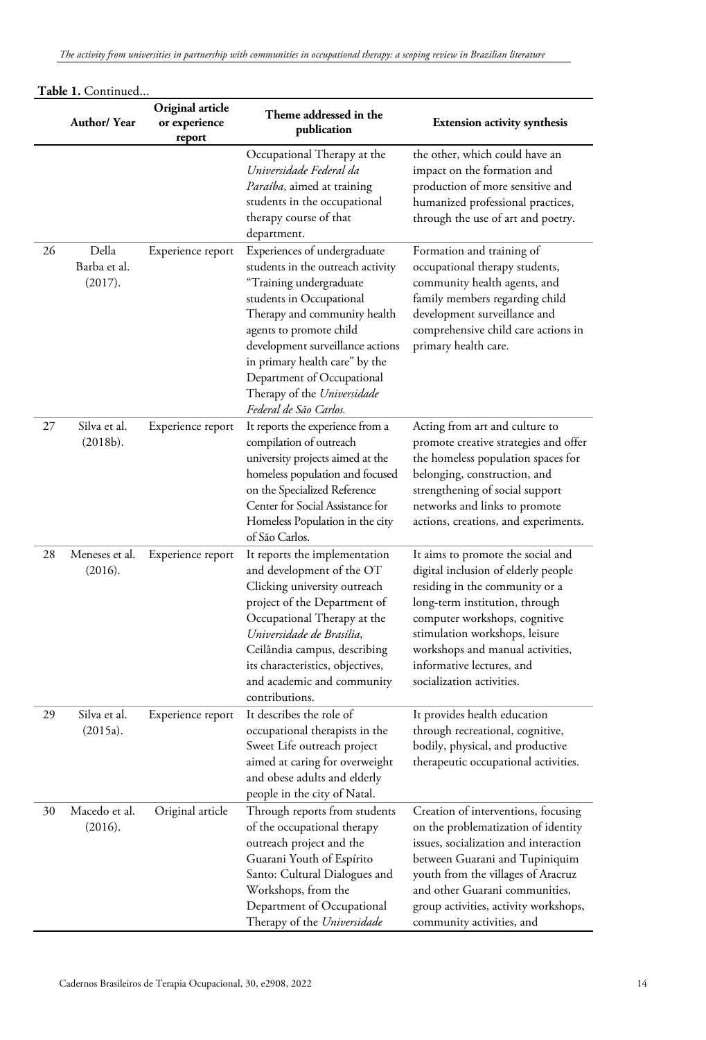**Table 1.** Continued...

| | Author/ Year | Original article or experience report | Theme addressed in the publication | Extension activity synthesis |
|---|---|---|---|---|
| | | | Occupational Therapy at the *Universidade Federal da Paraíba*, aimed at training students in the occupational therapy course of that department. | the other, which could have an impact on the formation and production of more sensitive and humanized professional practices, through the use of art and poetry. |
| 26 | Della Barba et al. (2017). | Experience report | Experiences of undergraduate students in the outreach activity "Training undergraduate students in Occupational Therapy and community health agents to promote child development surveillance actions in primary health care" by the Department of Occupational Therapy of the *Universidade Federal de São Carlos.* | Formation and training of occupational therapy students, community health agents, and family members regarding child development surveillance and comprehensive child care actions in primary health care. |
| 27 | Silva et al. (2018b). | Experience report | It reports the experience from a compilation of outreach university projects aimed at the homeless population and focused on the Specialized Reference Center for Social Assistance for Homeless Population in the city of São Carlos. | Acting from art and culture to promote creative strategies and offer the homeless population spaces for belonging, construction, and strengthening of social support networks and links to promote actions, creations, and experiments. |
| 28 | Meneses et al. (2016). | Experience report | It reports the implementation and development of the OT Clicking university outreach project of the Department of Occupational Therapy at the *Universidade de Brasília*, Ceilândia campus, describing its characteristics, objectives, and academic and community contributions. | It aims to promote the social and digital inclusion of elderly people residing in the community or a long-term institution, through computer workshops, cognitive stimulation workshops, leisure workshops and manual activities, informative lectures, and socialization activities. |
| 29 | Silva et al. (2015a). | Experience report | It describes the role of occupational therapists in the Sweet Life outreach project aimed at caring for overweight and obese adults and elderly people in the city of Natal. | It provides health education through recreational, cognitive, bodily, physical, and productive therapeutic occupational activities. |
| 30 | Macedo et al. (2016). | Original article | Through reports from students of the occupational therapy outreach project and the Guarani Youth of Espírito Santo: Cultural Dialogues and Workshops, from the Department of Occupational Therapy of the *Universidade* | Creation of interventions, focusing on the problematization of identity issues, socialization and interaction between Guarani and Tupiniquim youth from the villages of Aracruz and other Guarani communities, group activities, activity workshops, community activities, and |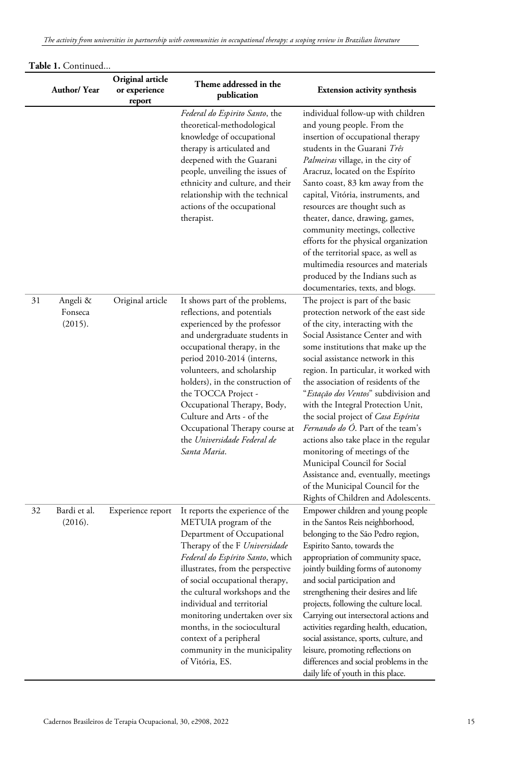**Table 1.** Continued...

| | Author/ Year | Original article or experience report | Theme addressed in the publication | Extension activity synthesis |
|---|---|---|---|---|
| | | | *Federal do Espirito Santo*, the theoretical-methodological knowledge of occupational therapy is articulated and deepened with the Guarani people, unveiling the issues of ethnicity and culture, and their relationship with the technical actions of the occupational therapist. | individual follow-up with children and young people. From the insertion of occupational therapy students in the Guarani *Três Palmeiras* village, in the city of Aracruz, located on the Espírito Santo coast, 83 km away from the capital, Vitória, instruments, and resources are thought such as theater, dance, drawing, games, community meetings, collective efforts for the physical organization of the territorial space, as well as multimedia resources and materials produced by the Indians such as documentaries, texts, and blogs. |
| 31 | Angeli & Fonseca (2015). | Original article | It shows part of the problems, reflections, and potentials experienced by the professor and undergraduate students in occupational therapy, in the period 2010-2014 (interns, volunteers, and scholarship holders), in the construction of the TOCCA Project - Occupational Therapy, Body, Culture and Arts - of the Occupational Therapy course at the *Universidade Federal de Santa Maria*. | The project is part of the basic protection network of the east side of the city, interacting with the Social Assistance Center and with some institutions that make up the social assistance network in this region. In particular, it worked with the association of residents of the "*Estação dos Ventos*" subdivision and with the Integral Protection Unit, the social project of *Casa Espírita Fernando do Ó*. Part of the team's actions also take place in the regular monitoring of meetings of the Municipal Council for Social Assistance and, eventually, meetings of the Municipal Council for the Rights of Children and Adolescents. |
| 32 | Bardi et al. (2016). | Experience report | It reports the experience of the METUIA program of the Department of Occupational Therapy of the F *Universidade Federal do Espírito Santo*, which illustrates, from the perspective of social occupational therapy, the cultural workshops and the individual and territorial monitoring undertaken over six months, in the sociocultural context of a peripheral community in the municipality of Vitória, ES. | Empower children and young people in the Santos Reis neighborhood, belonging to the São Pedro region, Espirito Santo, towards the appropriation of community space, jointly building forms of autonomy and social participation and strengthening their desires and life projects, following the culture local. Carrying out intersectoral actions and activities regarding health, education, social assistance, sports, culture, and leisure, promoting reflections on differences and social problems in the daily life of youth in this place. |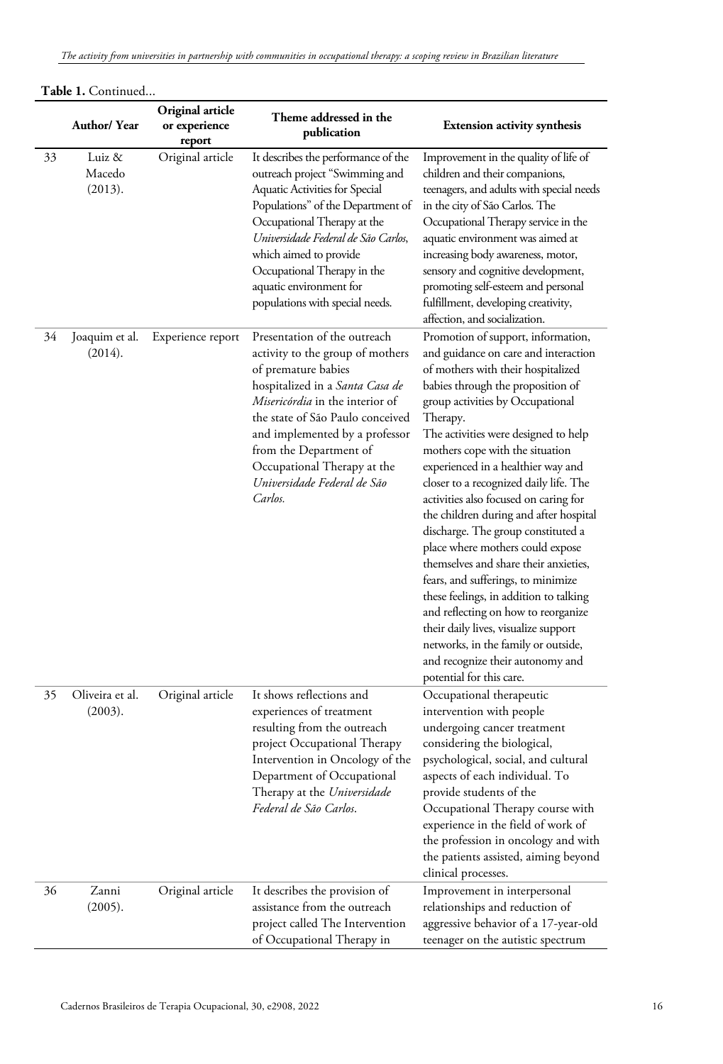**Table 1.** Continued...

| | Author/ Year | Original article or experience report | Theme addressed in the publication | Extension activity synthesis |
|---|---|---|---|---|
| 33 | Luiz & Macedo (2013). | Original article | It describes the performance of the outreach project "Swimming and Aquatic Activities for Special Populations" of the Department of Occupational Therapy at the *Universidade Federal de São Carlos*, which aimed to provide Occupational Therapy in the aquatic environment for populations with special needs. | Improvement in the quality of life of children and their companions, teenagers, and adults with special needs in the city of São Carlos. The Occupational Therapy service in the aquatic environment was aimed at increasing body awareness, motor, sensory and cognitive development, promoting self-esteem and personal fulfillment, developing creativity, affection, and socialization. |
| 34 | Joaquim et al. (2014). | Experience report | Presentation of the outreach activity to the group of mothers of premature babies hospitalized in a *Santa Casa de Misericórdia* in the interior of the state of São Paulo conceived and implemented by a professor from the Department of Occupational Therapy at the *Universidade Federal de São Carlos.* | Promotion of support, information, and guidance on care and interaction of mothers with their hospitalized babies through the proposition of group activities by Occupational Therapy. The activities were designed to help mothers cope with the situation experienced in a healthier way and closer to a recognized daily life. The activities also focused on caring for the children during and after hospital discharge. The group constituted a place where mothers could expose themselves and share their anxieties, fears, and sufferings, to minimize these feelings, in addition to talking and reflecting on how to reorganize their daily lives, visualize support networks, in the family or outside, and recognize their autonomy and potential for this care. |
| 35 | Oliveira et al. (2003). | Original article | It shows reflections and experiences of treatment resulting from the outreach project Occupational Therapy Intervention in Oncology of the Department of Occupational Therapy at the *Universidade Federal de São Carlos*. | Occupational therapeutic intervention with people undergoing cancer treatment considering the biological, psychological, social, and cultural aspects of each individual. To provide students of the Occupational Therapy course with experience in the field of work of the profession in oncology and with the patients assisted, aiming beyond clinical processes. |
| 36 | Zanni (2005). | Original article | It describes the provision of assistance from the outreach project called The Intervention of Occupational Therapy in | Improvement in interpersonal relationships and reduction of aggressive behavior of a 17-year-old teenager on the autistic spectrum |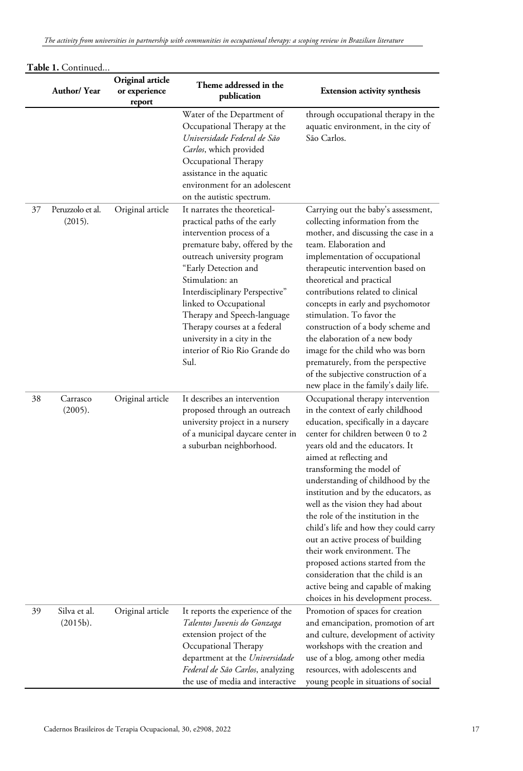**Table 1.** Continued...

| | Author/ Year | Original article or experience report | Theme addressed in the publication | Extension activity synthesis |
|---|---|---|---|---|
| | | | Water of the Department of Occupational Therapy at the *Universidade Federal de São Carlos*, which provided Occupational Therapy assistance in the aquatic environment for an adolescent on the autistic spectrum. | through occupational therapy in the aquatic environment, in the city of São Carlos. |
| 37 | Peruzzolo et al. (2015). | Original article | It narrates the theoretical-practical paths of the early intervention process of a premature baby, offered by the outreach university program "Early Detection and Stimulation: an Interdisciplinary Perspective" linked to Occupational Therapy and Speech-language Therapy courses at a federal university in a city in the interior of Rio Rio Grande do Sul. | Carrying out the baby's assessment, collecting information from the mother, and discussing the case in a team. Elaboration and implementation of occupational therapeutic intervention based on theoretical and practical contributions related to clinical concepts in early and psychomotor stimulation. To favor the construction of a body scheme and the elaboration of a new body image for the child who was born prematurely, from the perspective of the subjective construction of a new place in the family's daily life. |
| 38 | Carrasco (2005). | Original article | It describes an intervention proposed through an outreach university project in a nursery of a municipal daycare center in a suburban neighborhood. | Occupational therapy intervention in the context of early childhood education, specifically in a daycare center for children between 0 to 2 years old and the educators. It aimed at reflecting and transforming the model of understanding of childhood by the institution and by the educators, as well as the vision they had about the role of the institution in the child's life and how they could carry out an active process of building their work environment. The proposed actions started from the consideration that the child is an active being and capable of making choices in his development process. |
| 39 | Silva et al. (2015b). | Original article | It reports the experience of the *Talentos Juvenis do Gonzaga* extension project of the Occupational Therapy department at the *Universidade Federal de São Carlos*, analyzing the use of media and interactive | Promotion of spaces for creation and emancipation, promotion of art and culture, development of activity workshops with the creation and use of a blog, among other media resources, with adolescents and young people in situations of social |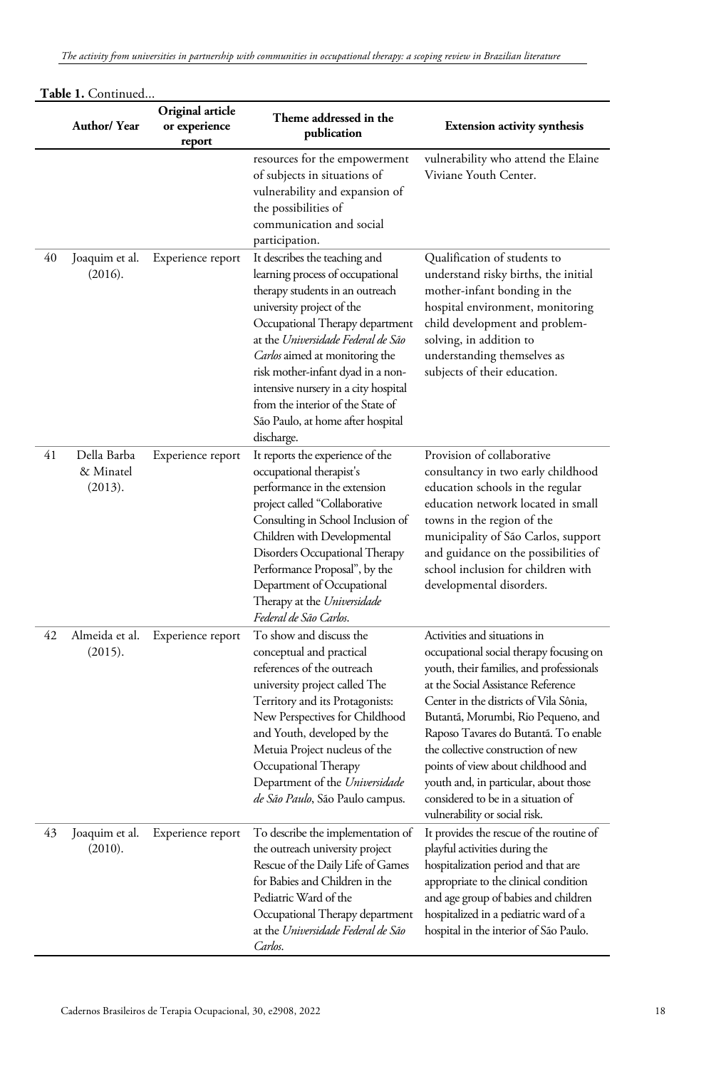**Table 1.** Continued...

| | Author/ Year | Original article or experience report | Theme addressed in the publication | Extension activity synthesis |
|---|---|---|---|---|
| | | | resources for the empowerment of subjects in situations of vulnerability and expansion of the possibilities of communication and social participation. | vulnerability who attend the Elaine Viviane Youth Center. |
| 40 | Joaquim et al. (2016). | Experience report | It describes the teaching and learning process of occupational therapy students in an outreach university project of the Occupational Therapy department at the *Universidade Federal de São Carlos* aimed at monitoring the risk mother-infant dyad in a non-intensive nursery in a city hospital from the interior of the State of São Paulo, at home after hospital discharge. | Qualification of students to understand risky births, the initial mother-infant bonding in the hospital environment, monitoring child development and problem-solving, in addition to understanding themselves as subjects of their education. |
| 41 | Della Barba & Minatel (2013). | Experience report | It reports the experience of the occupational therapist's performance in the extension project called "Collaborative Consulting in School Inclusion of Children with Developmental Disorders Occupational Therapy Performance Proposal", by the Department of Occupational Therapy at the *Universidade Federal de São Carlos*. | Provision of collaborative consultancy in two early childhood education schools in the regular education network located in small towns in the region of the municipality of São Carlos, support and guidance on the possibilities of school inclusion for children with developmental disorders. |
| 42 | Almeida et al. (2015). | Experience report | To show and discuss the conceptual and practical references of the outreach university project called The Territory and its Protagonists: New Perspectives for Childhood and Youth, developed by the Metuia Project nucleus of the Occupational Therapy Department of the *Universidade de São Paulo*, São Paulo campus. | Activities and situations in occupational social therapy focusing on youth, their families, and professionals at the Social Assistance Reference Center in the districts of Vila Sônia, Butantã, Morumbi, Rio Pequeno, and Raposo Tavares do Butantã. To enable the collective construction of new points of view about childhood and youth and, in particular, about those considered to be in a situation of vulnerability or social risk. |
| 43 | Joaquim et al. (2010). | Experience report | To describe the implementation of the outreach university project Rescue of the Daily Life of Games for Babies and Children in the Pediatric Ward of the Occupational Therapy department at the *Universidade Federal de São Carlos*. | It provides the rescue of the routine of playful activities during the hospitalization period and that are appropriate to the clinical condition and age group of babies and children hospitalized in a pediatric ward of a hospital in the interior of São Paulo. |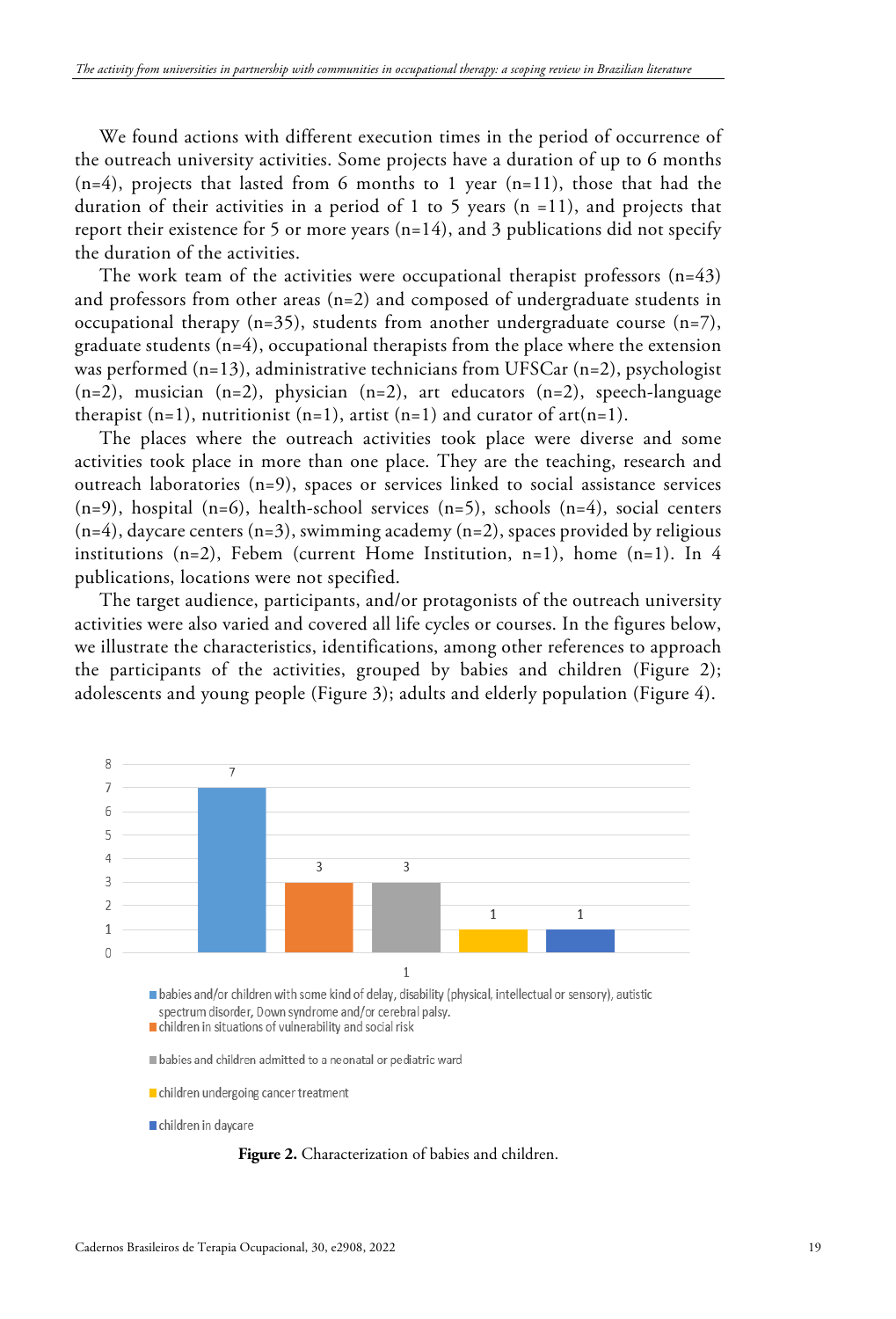We found actions with different execution times in the period of occurrence of the outreach university activities. Some projects have a duration of up to 6 months (n=4), projects that lasted from 6 months to 1 year (n=11), those that had the duration of their activities in a period of 1 to 5 years (n =11), and projects that report their existence for 5 or more years (n=14), and 3 publications did not specify the duration of the activities.

The work team of the activities were occupational therapist professors (n=43) and professors from other areas (n=2) and composed of undergraduate students in occupational therapy (n=35), students from another undergraduate course (n=7), graduate students (n=4), occupational therapists from the place where the extension was performed (n=13), administrative technicians from UFSCar (n=2), psychologist (n=2), musician (n=2), physician (n=2), art educators (n=2), speech-language therapist (n=1), nutritionist (n=1), artist (n=1) and curator of art(n=1).

The places where the outreach activities took place were diverse and some activities took place in more than one place. They are the teaching, research and outreach laboratories (n=9), spaces or services linked to social assistance services (n=9), hospital (n=6), health-school services (n=5), schools (n=4), social centers (n=4), daycare centers (n=3), swimming academy (n=2), spaces provided by religious institutions (n=2), Febem (current Home Institution, n=1), home (n=1). In 4 publications, locations were not specified.

The target audience, participants, and/or protagonists of the outreach university activities were also varied and covered all life cycles or courses. In the figures below, we illustrate the characteristics, identifications, among other references to approach the participants of the activities, grouped by babies and children (Figure 2); adolescents and young people (Figure 3); adults and elderly population (Figure 4).

| Category | n |
| --- | --- |
| babies and/or children with some kind of delay, disability (physical, intellectual or sensory), autistic spectrum disorder, Down syndrome and/or cerebral palsy. | 7 |
| children in situations of vulnerability and social risk | 3 |
| babies and children admitted to a neonatal or pediatric ward | 3 |
| children undergoing cancer treatment | 1 |
| children in daycare | 1 |

**Figure 2.** Characterization of babies and children.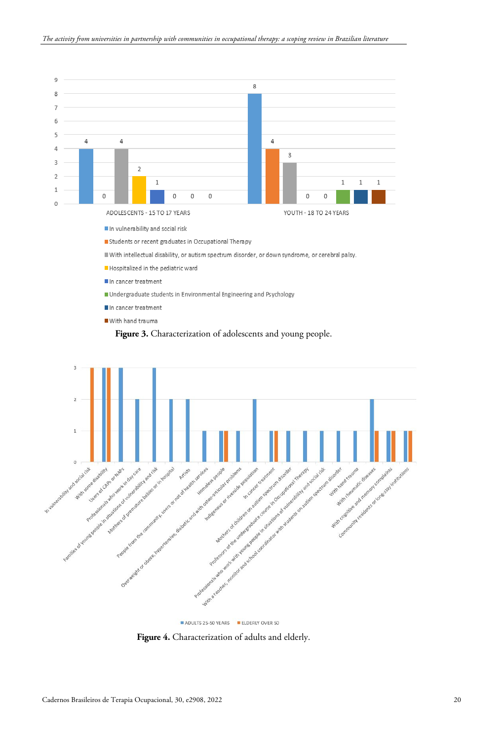| Category | ADOLESCENTS - 15 TO 17 YEARS | YOUTH - 18 TO 24 YEARS |
|---|---|---|
| In vulnerability and social risk | 4 | 8 |
| Students or recent graduates in Occupational Therapy | 0 | 4 |
| With intellectual disability, or autism spectrum disorder, or down syndrome, or cerebral palsy. | 4 | 3 |
| Hospitalized in the pediatric ward | 2 | 0 |
| In cancer treatment | 1 | 0 |
| Undergraduate students in Environmental Engineering and Psychology | 0 | 1 |
| In cancer treatment | 0 | 1 |
| With hand trauma | 0 | 1 |

**Figure 3.** Characterization of adolescents and young people.

| Category | ADULTS 25-50 YEARS | ELDERLY OVER 50 |
|---|---|---|
| In vulnerability and social risk | 0 | 3 |
| With some disability | 3 | 3 |
| Users of CAPs or NAPs | 3 | 0 |
| Professionals who work in day care | 2 | 0 |
| Families of young people in situations of vulnerability and risk | 3 | 0 |
| Mothers of premature babies or in hospital | 2 | 0 |
| Artists | 2 | 0 |
| People from the community, users or not of health services | 1 | 0 |
| Homeless people | 1 | 1 |
| Overweight or obese, hypertensive, diabetic and with osteo-articular problems | 1 | 0 |
| Indigenous or riverside population | 2 | 0 |
| In cancer treatment | 1 | 1 |
| Mothers of children on autism spectrum disorder | 1 | 0 |
| Professors of the undergraduate course in Occupational Therapy | 1 | 0 |
| Professionals who work with young people in situations of vulnerability and social risk | 1 | 0 |
| With a teacher, monitor and school coordinator with students on autism spectrum disorder | 1 | 0 |
| With hand trauma | 1 | 0 |
| With rheumatic diseases | 2 | 1 |
| With cognitive and memory complaints | 1 | 1 |
| Community residents or long-stay institutions | 1 | 1 |

**Figure 4.** Characterization of adults and elderly.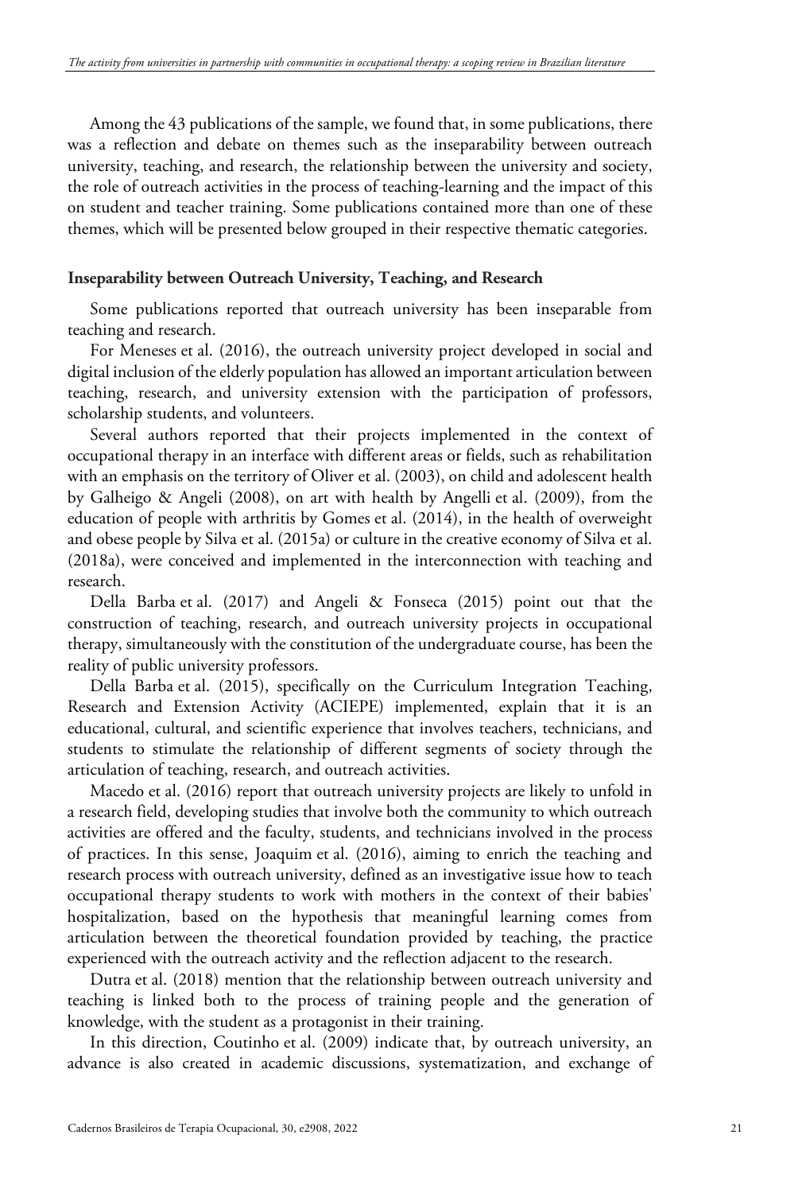Among the 43 publications of the sample, we found that, in some publications, there was a reflection and debate on themes such as the inseparability between outreach university, teaching, and research, the relationship between the university and society, the role of outreach activities in the process of teaching-learning and the impact of this on student and teacher training. Some publications contained more than one of these themes, which will be presented below grouped in their respective thematic categories.

### Inseparability between Outreach University, Teaching, and Research

Some publications reported that outreach university has been inseparable from teaching and research.

For Meneses et al. (2016), the outreach university project developed in social and digital inclusion of the elderly population has allowed an important articulation between teaching, research, and university extension with the participation of professors, scholarship students, and volunteers.

Several authors reported that their projects implemented in the context of occupational therapy in an interface with different areas or fields, such as rehabilitation with an emphasis on the territory of Oliver et al. (2003), on child and adolescent health by Galheigo & Angeli (2008), on art with health by Angelli et al. (2009), from the education of people with arthritis by Gomes et al. (2014), in the health of overweight and obese people by Silva et al. (2015a) or culture in the creative economy of Silva et al. (2018a), were conceived and implemented in the interconnection with teaching and research.

Della Barba et al. (2017) and Angeli & Fonseca (2015) point out that the construction of teaching, research, and outreach university projects in occupational therapy, simultaneously with the constitution of the undergraduate course, has been the reality of public university professors.

Della Barba et al. (2015), specifically on the Curriculum Integration Teaching, Research and Extension Activity (ACIEPE) implemented, explain that it is an educational, cultural, and scientific experience that involves teachers, technicians, and students to stimulate the relationship of different segments of society through the articulation of teaching, research, and outreach activities.

Macedo et al. (2016) report that outreach university projects are likely to unfold in a research field, developing studies that involve both the community to which outreach activities are offered and the faculty, students, and technicians involved in the process of practices. In this sense, Joaquim et al. (2016), aiming to enrich the teaching and research process with outreach university, defined as an investigative issue how to teach occupational therapy students to work with mothers in the context of their babies' hospitalization, based on the hypothesis that meaningful learning comes from articulation between the theoretical foundation provided by teaching, the practice experienced with the outreach activity and the reflection adjacent to the research.

Dutra et al. (2018) mention that the relationship between outreach university and teaching is linked both to the process of training people and the generation of knowledge, with the student as a protagonist in their training.

In this direction, Coutinho et al. (2009) indicate that, by outreach university, an advance is also created in academic discussions, systematization, and exchange of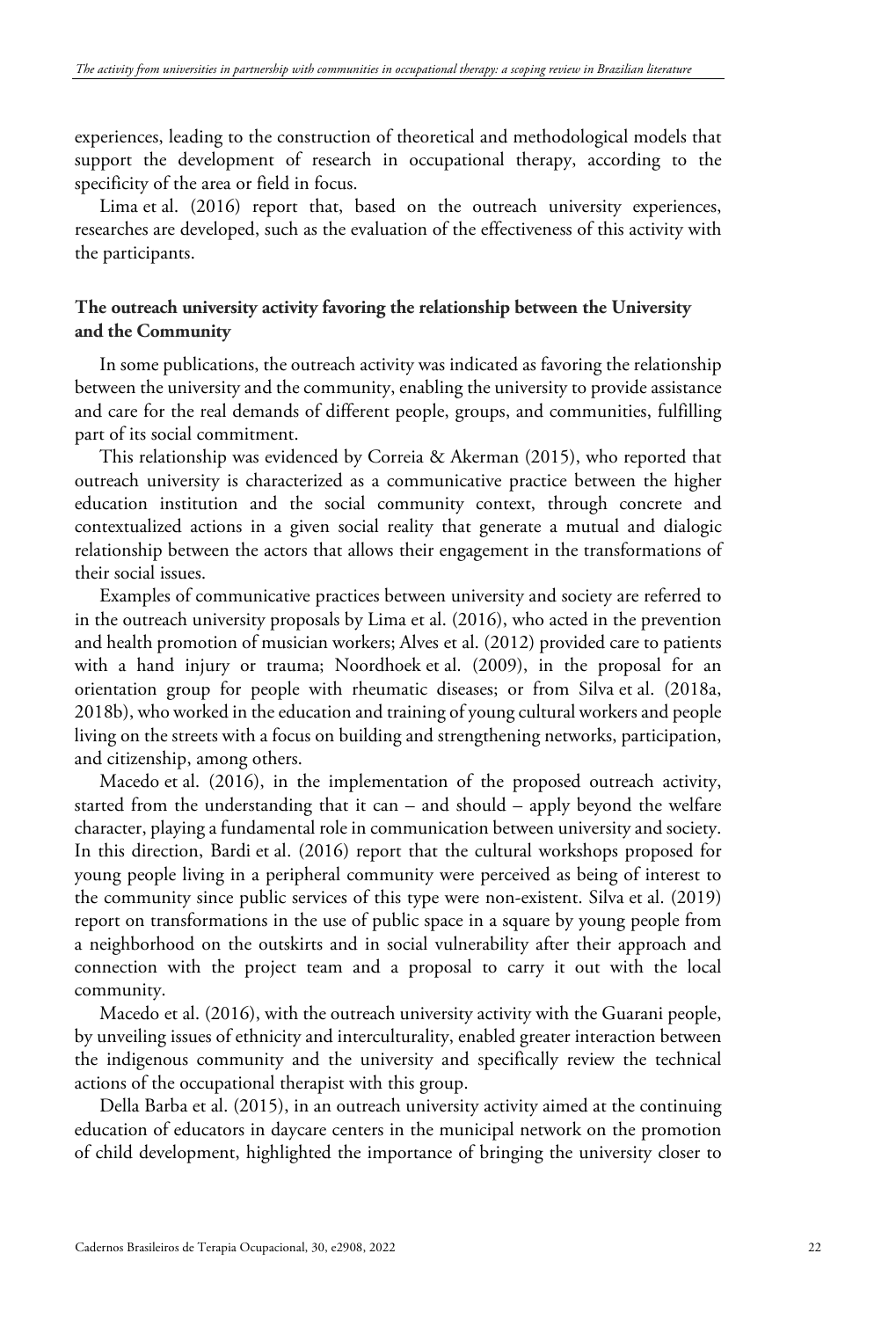experiences, leading to the construction of theoretical and methodological models that support the development of research in occupational therapy, according to the specificity of the area or field in focus.

Lima et al. (2016) report that, based on the outreach university experiences, researches are developed, such as the evaluation of the effectiveness of this activity with the participants.

### The outreach university activity favoring the relationship between the University and the Community

In some publications, the outreach activity was indicated as favoring the relationship between the university and the community, enabling the university to provide assistance and care for the real demands of different people, groups, and communities, fulfilling part of its social commitment.

This relationship was evidenced by Correia & Akerman (2015), who reported that outreach university is characterized as a communicative practice between the higher education institution and the social community context, through concrete and contextualized actions in a given social reality that generate a mutual and dialogic relationship between the actors that allows their engagement in the transformations of their social issues.

Examples of communicative practices between university and society are referred to in the outreach university proposals by Lima et al. (2016), who acted in the prevention and health promotion of musician workers; Alves et al. (2012) provided care to patients with a hand injury or trauma; Noordhoek et al. (2009), in the proposal for an orientation group for people with rheumatic diseases; or from Silva et al. (2018a, 2018b), who worked in the education and training of young cultural workers and people living on the streets with a focus on building and strengthening networks, participation, and citizenship, among others.

Macedo et al. (2016), in the implementation of the proposed outreach activity, started from the understanding that it can – and should – apply beyond the welfare character, playing a fundamental role in communication between university and society. In this direction, Bardi et al. (2016) report that the cultural workshops proposed for young people living in a peripheral community were perceived as being of interest to the community since public services of this type were non-existent. Silva et al. (2019) report on transformations in the use of public space in a square by young people from a neighborhood on the outskirts and in social vulnerability after their approach and connection with the project team and a proposal to carry it out with the local community.

Macedo et al. (2016), with the outreach university activity with the Guarani people, by unveiling issues of ethnicity and interculturality, enabled greater interaction between the indigenous community and the university and specifically review the technical actions of the occupational therapist with this group.

Della Barba et al. (2015), in an outreach university activity aimed at the continuing education of educators in daycare centers in the municipal network on the promotion of child development, highlighted the importance of bringing the university closer to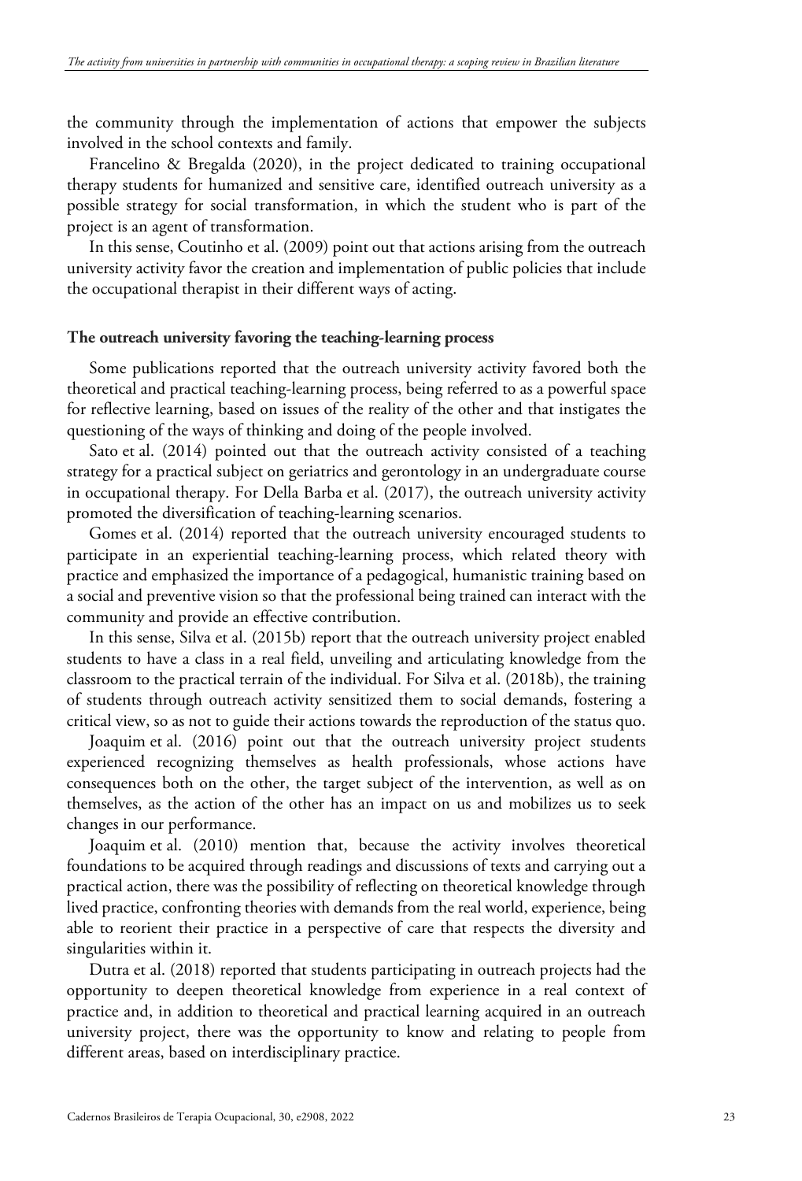the community through the implementation of actions that empower the subjects involved in the school contexts and family.

Francelino & Bregalda (2020), in the project dedicated to training occupational therapy students for humanized and sensitive care, identified outreach university as a possible strategy for social transformation, in which the student who is part of the project is an agent of transformation.

In this sense, Coutinho et al. (2009) point out that actions arising from the outreach university activity favor the creation and implementation of public policies that include the occupational therapist in their different ways of acting.

### The outreach university favoring the teaching-learning process

Some publications reported that the outreach university activity favored both the theoretical and practical teaching-learning process, being referred to as a powerful space for reflective learning, based on issues of the reality of the other and that instigates the questioning of the ways of thinking and doing of the people involved.

Sato et al. (2014) pointed out that the outreach activity consisted of a teaching strategy for a practical subject on geriatrics and gerontology in an undergraduate course in occupational therapy. For Della Barba et al. (2017), the outreach university activity promoted the diversification of teaching-learning scenarios.

Gomes et al. (2014) reported that the outreach university encouraged students to participate in an experiential teaching-learning process, which related theory with practice and emphasized the importance of a pedagogical, humanistic training based on a social and preventive vision so that the professional being trained can interact with the community and provide an effective contribution.

In this sense, Silva et al. (2015b) report that the outreach university project enabled students to have a class in a real field, unveiling and articulating knowledge from the classroom to the practical terrain of the individual. For Silva et al. (2018b), the training of students through outreach activity sensitized them to social demands, fostering a critical view, so as not to guide their actions towards the reproduction of the status quo.

Joaquim et al. (2016) point out that the outreach university project students experienced recognizing themselves as health professionals, whose actions have consequences both on the other, the target subject of the intervention, as well as on themselves, as the action of the other has an impact on us and mobilizes us to seek changes in our performance.

Joaquim et al. (2010) mention that, because the activity involves theoretical foundations to be acquired through readings and discussions of texts and carrying out a practical action, there was the possibility of reflecting on theoretical knowledge through lived practice, confronting theories with demands from the real world, experience, being able to reorient their practice in a perspective of care that respects the diversity and singularities within it.

Dutra et al. (2018) reported that students participating in outreach projects had the opportunity to deepen theoretical knowledge from experience in a real context of practice and, in addition to theoretical and practical learning acquired in an outreach university project, there was the opportunity to know and relating to people from different areas, based on interdisciplinary practice.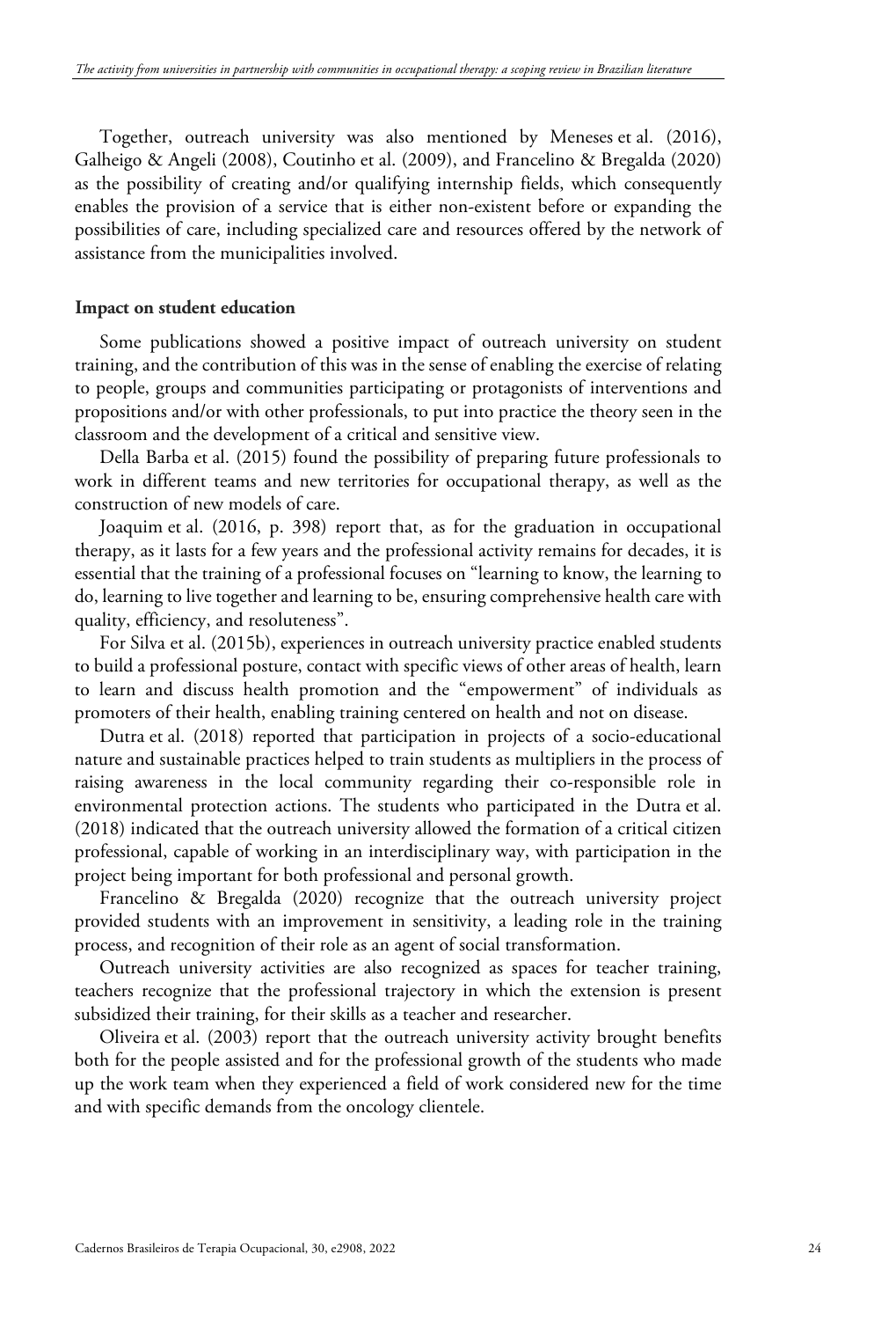Together, outreach university was also mentioned by Meneses et al. (2016), Galheigo & Angeli (2008), Coutinho et al. (2009), and Francelino & Bregalda (2020) as the possibility of creating and/or qualifying internship fields, which consequently enables the provision of a service that is either non-existent before or expanding the possibilities of care, including specialized care and resources offered by the network of assistance from the municipalities involved.

**Impact on student education**

Some publications showed a positive impact of outreach university on student training, and the contribution of this was in the sense of enabling the exercise of relating to people, groups and communities participating or protagonists of interventions and propositions and/or with other professionals, to put into practice the theory seen in the classroom and the development of a critical and sensitive view.

Della Barba et al. (2015) found the possibility of preparing future professionals to work in different teams and new territories for occupational therapy, as well as the construction of new models of care.

Joaquim et al. (2016, p. 398) report that, as for the graduation in occupational therapy, as it lasts for a few years and the professional activity remains for decades, it is essential that the training of a professional focuses on "learning to know, the learning to do, learning to live together and learning to be, ensuring comprehensive health care with quality, efficiency, and resoluteness".

For Silva et al. (2015b), experiences in outreach university practice enabled students to build a professional posture, contact with specific views of other areas of health, learn to learn and discuss health promotion and the "empowerment" of individuals as promoters of their health, enabling training centered on health and not on disease.

Dutra et al. (2018) reported that participation in projects of a socio-educational nature and sustainable practices helped to train students as multipliers in the process of raising awareness in the local community regarding their co-responsible role in environmental protection actions. The students who participated in the Dutra et al. (2018) indicated that the outreach university allowed the formation of a critical citizen professional, capable of working in an interdisciplinary way, with participation in the project being important for both professional and personal growth.

Francelino & Bregalda (2020) recognize that the outreach university project provided students with an improvement in sensitivity, a leading role in the training process, and recognition of their role as an agent of social transformation.

Outreach university activities are also recognized as spaces for teacher training, teachers recognize that the professional trajectory in which the extension is present subsidized their training, for their skills as a teacher and researcher.

Oliveira et al. (2003) report that the outreach university activity brought benefits both for the people assisted and for the professional growth of the students who made up the work team when they experienced a field of work considered new for the time and with specific demands from the oncology clientele.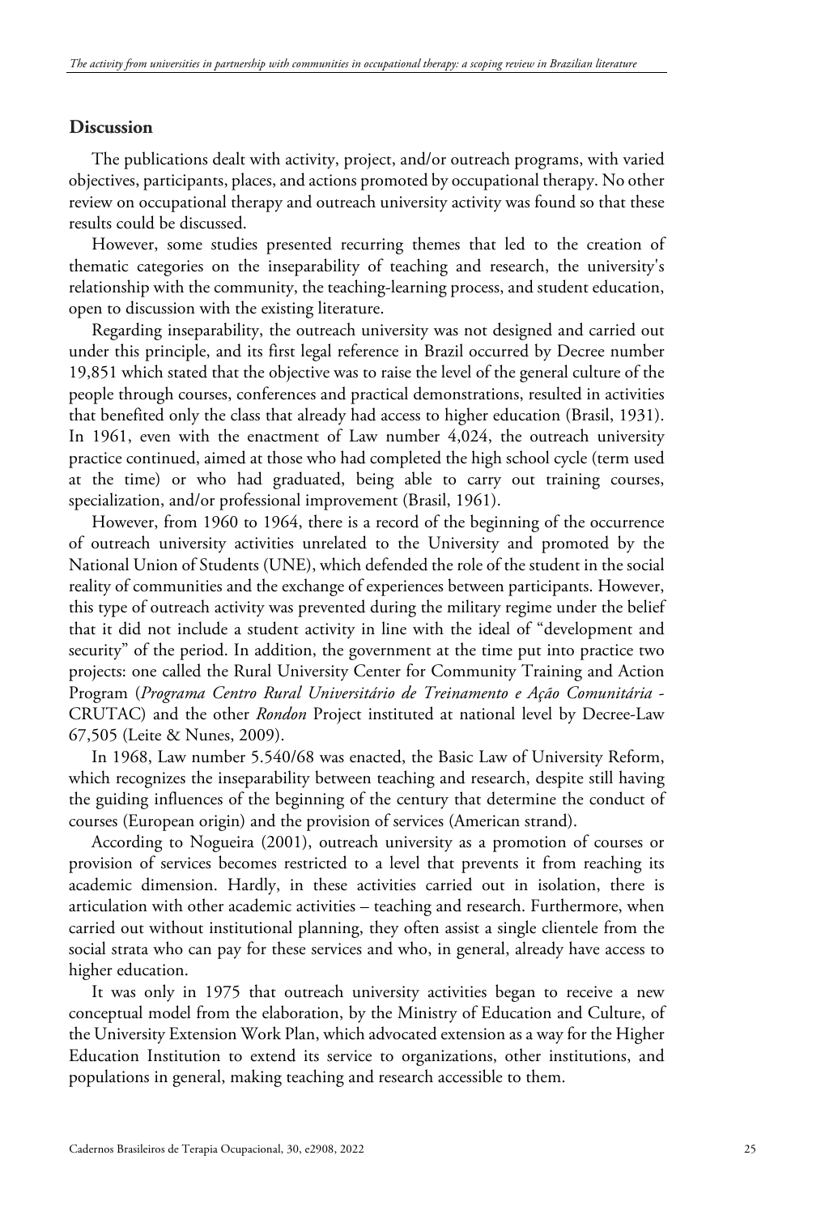## Discussion

The publications dealt with activity, project, and/or outreach programs, with varied objectives, participants, places, and actions promoted by occupational therapy. No other review on occupational therapy and outreach university activity was found so that these results could be discussed.

However, some studies presented recurring themes that led to the creation of thematic categories on the inseparability of teaching and research, the university's relationship with the community, the teaching-learning process, and student education, open to discussion with the existing literature.

Regarding inseparability, the outreach university was not designed and carried out under this principle, and its first legal reference in Brazil occurred by Decree number 19,851 which stated that the objective was to raise the level of the general culture of the people through courses, conferences and practical demonstrations, resulted in activities that benefited only the class that already had access to higher education (Brasil, 1931). In 1961, even with the enactment of Law number 4,024, the outreach university practice continued, aimed at those who had completed the high school cycle (term used at the time) or who had graduated, being able to carry out training courses, specialization, and/or professional improvement (Brasil, 1961).

However, from 1960 to 1964, there is a record of the beginning of the occurrence of outreach university activities unrelated to the University and promoted by the National Union of Students (UNE), which defended the role of the student in the social reality of communities and the exchange of experiences between participants. However, this type of outreach activity was prevented during the military regime under the belief that it did not include a student activity in line with the ideal of "development and security" of the period. In addition, the government at the time put into practice two projects: one called the Rural University Center for Community Training and Action Program (*Programa Centro Rural Universitário de Treinamento e Ação Comunitária* - CRUTAC) and the other *Rondon* Project instituted at national level by Decree-Law 67,505 (Leite & Nunes, 2009).

In 1968, Law number 5.540/68 was enacted, the Basic Law of University Reform, which recognizes the inseparability between teaching and research, despite still having the guiding influences of the beginning of the century that determine the conduct of courses (European origin) and the provision of services (American strand).

According to Nogueira (2001), outreach university as a promotion of courses or provision of services becomes restricted to a level that prevents it from reaching its academic dimension. Hardly, in these activities carried out in isolation, there is articulation with other academic activities – teaching and research. Furthermore, when carried out without institutional planning, they often assist a single clientele from the social strata who can pay for these services and who, in general, already have access to higher education.

It was only in 1975 that outreach university activities began to receive a new conceptual model from the elaboration, by the Ministry of Education and Culture, of the University Extension Work Plan, which advocated extension as a way for the Higher Education Institution to extend its service to organizations, other institutions, and populations in general, making teaching and research accessible to them.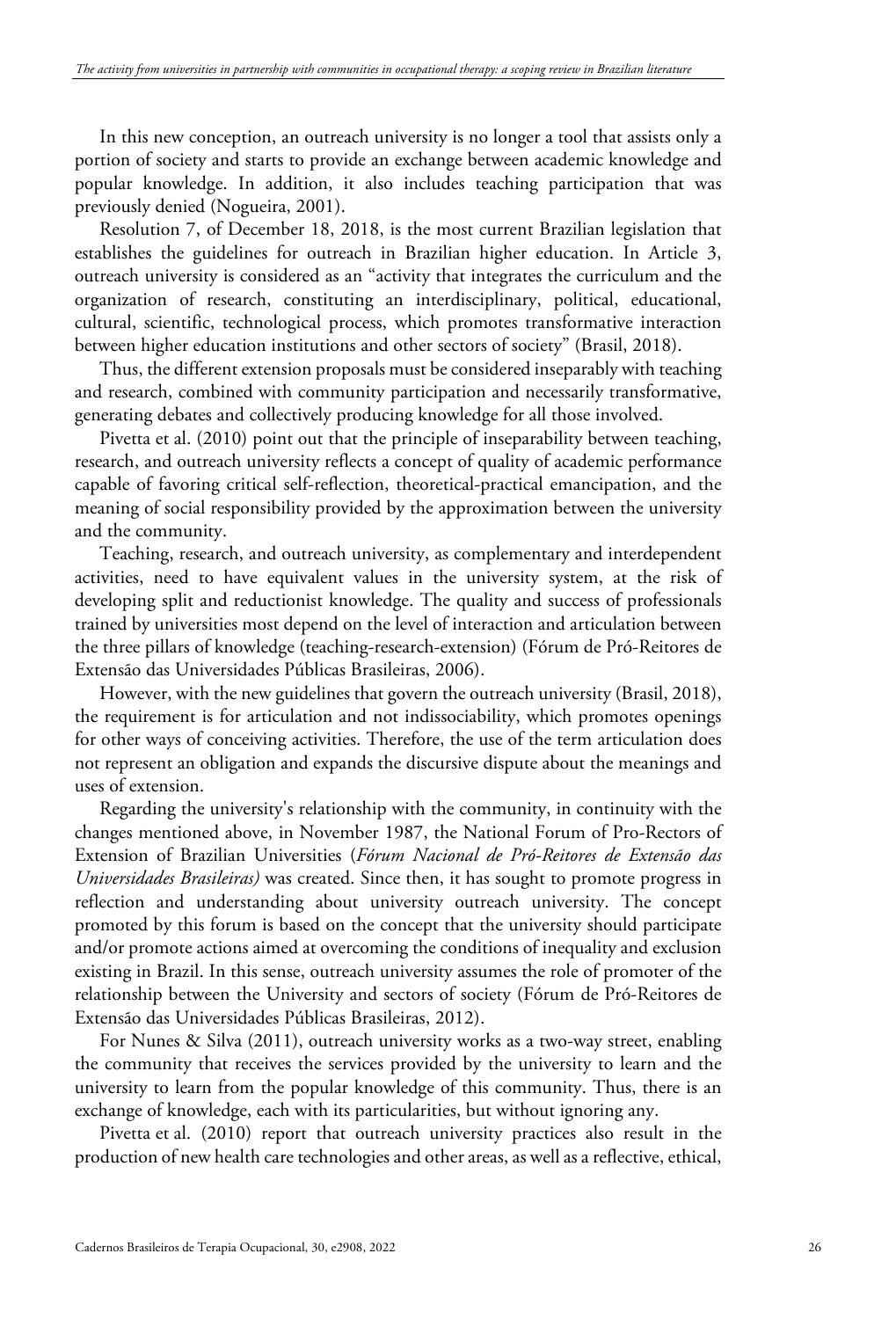In this new conception, an outreach university is no longer a tool that assists only a portion of society and starts to provide an exchange between academic knowledge and popular knowledge. In addition, it also includes teaching participation that was previously denied (Nogueira, 2001).

Resolution 7, of December 18, 2018, is the most current Brazilian legislation that establishes the guidelines for outreach in Brazilian higher education. In Article 3, outreach university is considered as an "activity that integrates the curriculum and the organization of research, constituting an interdisciplinary, political, educational, cultural, scientific, technological process, which promotes transformative interaction between higher education institutions and other sectors of society" (Brasil, 2018).

Thus, the different extension proposals must be considered inseparably with teaching and research, combined with community participation and necessarily transformative, generating debates and collectively producing knowledge for all those involved.

Pivetta et al. (2010) point out that the principle of inseparability between teaching, research, and outreach university reflects a concept of quality of academic performance capable of favoring critical self-reflection, theoretical-practical emancipation, and the meaning of social responsibility provided by the approximation between the university and the community.

Teaching, research, and outreach university, as complementary and interdependent activities, need to have equivalent values in the university system, at the risk of developing split and reductionist knowledge. The quality and success of professionals trained by universities most depend on the level of interaction and articulation between the three pillars of knowledge (teaching-research-extension) (Fórum de Pró-Reitores de Extensão das Universidades Públicas Brasileiras, 2006).

However, with the new guidelines that govern the outreach university (Brasil, 2018), the requirement is for articulation and not indissociability, which promotes openings for other ways of conceiving activities. Therefore, the use of the term articulation does not represent an obligation and expands the discursive dispute about the meanings and uses of extension.

Regarding the university's relationship with the community, in continuity with the changes mentioned above, in November 1987, the National Forum of Pro-Rectors of Extension of Brazilian Universities (*Fórum Nacional de Pró-Reitores de Extensão das Universidades Brasileiras)* was created. Since then, it has sought to promote progress in reflection and understanding about university outreach university. The concept promoted by this forum is based on the concept that the university should participate and/or promote actions aimed at overcoming the conditions of inequality and exclusion existing in Brazil. In this sense, outreach university assumes the role of promoter of the relationship between the University and sectors of society (Fórum de Pró-Reitores de Extensão das Universidades Públicas Brasileiras, 2012).

For Nunes & Silva (2011), outreach university works as a two-way street, enabling the community that receives the services provided by the university to learn and the university to learn from the popular knowledge of this community. Thus, there is an exchange of knowledge, each with its particularities, but without ignoring any.

Pivetta et al. (2010) report that outreach university practices also result in the production of new health care technologies and other areas, as well as a reflective, ethical,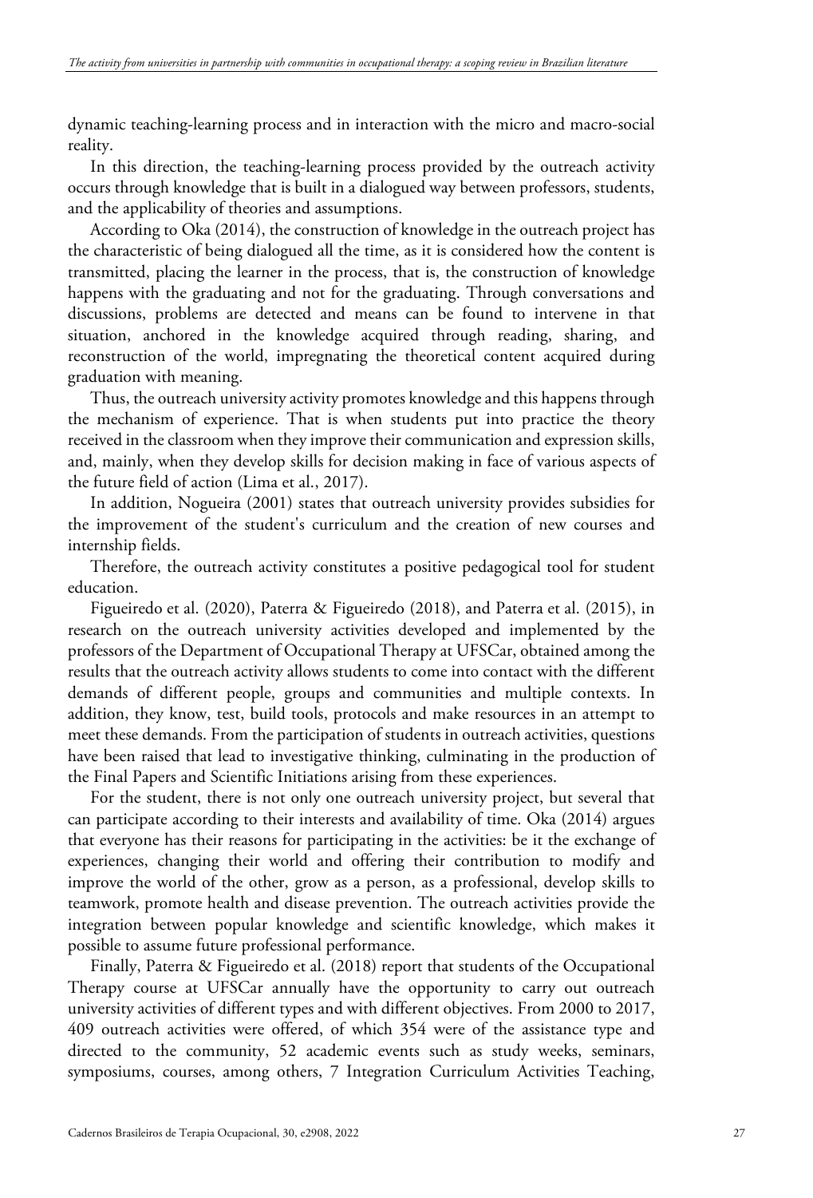dynamic teaching-learning process and in interaction with the micro and macro-social reality.

In this direction, the teaching-learning process provided by the outreach activity occurs through knowledge that is built in a dialogued way between professors, students, and the applicability of theories and assumptions.

According to Oka (2014), the construction of knowledge in the outreach project has the characteristic of being dialogued all the time, as it is considered how the content is transmitted, placing the learner in the process, that is, the construction of knowledge happens with the graduating and not for the graduating. Through conversations and discussions, problems are detected and means can be found to intervene in that situation, anchored in the knowledge acquired through reading, sharing, and reconstruction of the world, impregnating the theoretical content acquired during graduation with meaning.

Thus, the outreach university activity promotes knowledge and this happens through the mechanism of experience. That is when students put into practice the theory received in the classroom when they improve their communication and expression skills, and, mainly, when they develop skills for decision making in face of various aspects of the future field of action (Lima et al., 2017).

In addition, Nogueira (2001) states that outreach university provides subsidies for the improvement of the student's curriculum and the creation of new courses and internship fields.

Therefore, the outreach activity constitutes a positive pedagogical tool for student education.

Figueiredo et al. (2020), Paterra & Figueiredo (2018), and Paterra et al. (2015), in research on the outreach university activities developed and implemented by the professors of the Department of Occupational Therapy at UFSCar, obtained among the results that the outreach activity allows students to come into contact with the different demands of different people, groups and communities and multiple contexts. In addition, they know, test, build tools, protocols and make resources in an attempt to meet these demands. From the participation of students in outreach activities, questions have been raised that lead to investigative thinking, culminating in the production of the Final Papers and Scientific Initiations arising from these experiences.

For the student, there is not only one outreach university project, but several that can participate according to their interests and availability of time. Oka (2014) argues that everyone has their reasons for participating in the activities: be it the exchange of experiences, changing their world and offering their contribution to modify and improve the world of the other, grow as a person, as a professional, develop skills to teamwork, promote health and disease prevention. The outreach activities provide the integration between popular knowledge and scientific knowledge, which makes it possible to assume future professional performance.

Finally, Paterra & Figueiredo et al. (2018) report that students of the Occupational Therapy course at UFSCar annually have the opportunity to carry out outreach university activities of different types and with different objectives. From 2000 to 2017, 409 outreach activities were offered, of which 354 were of the assistance type and directed to the community, 52 academic events such as study weeks, seminars, symposiums, courses, among others, 7 Integration Curriculum Activities Teaching,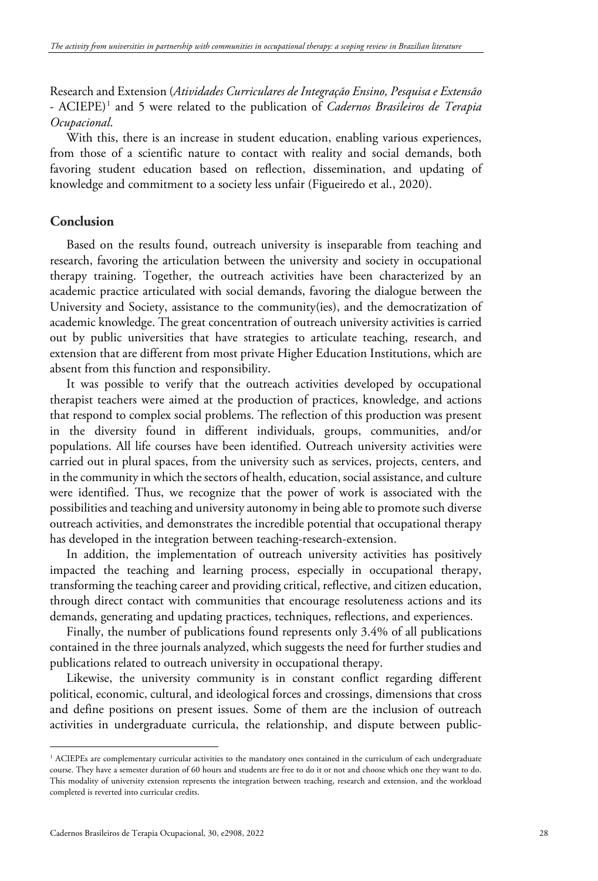Research and Extension (*Atividades Curriculares de Integração Ensino, Pesquisa e Extensão* - ACIEPE)[1] and 5 were related to the publication of *Cadernos Brasileiros de Terapia Ocupacional*.

With this, there is an increase in student education, enabling various experiences, from those of a scientific nature to contact with reality and social demands, both favoring student education based on reflection, dissemination, and updating of knowledge and commitment to a society less unfair (Figueiredo et al., 2020).

## Conclusion

Based on the results found, outreach university is inseparable from teaching and research, favoring the articulation between the university and society in occupational therapy training. Together, the outreach activities have been characterized by an academic practice articulated with social demands, favoring the dialogue between the University and Society, assistance to the community(ies), and the democratization of academic knowledge. The great concentration of outreach university activities is carried out by public universities that have strategies to articulate teaching, research, and extension that are different from most private Higher Education Institutions, which are absent from this function and responsibility.

It was possible to verify that the outreach activities developed by occupational therapist teachers were aimed at the production of practices, knowledge, and actions that respond to complex social problems. The reflection of this production was present in the diversity found in different individuals, groups, communities, and/or populations. All life courses have been identified. Outreach university activities were carried out in plural spaces, from the university such as services, projects, centers, and in the community in which the sectors of health, education, social assistance, and culture were identified. Thus, we recognize that the power of work is associated with the possibilities and teaching and university autonomy in being able to promote such diverse outreach activities, and demonstrates the incredible potential that occupational therapy has developed in the integration between teaching-research-extension.

In addition, the implementation of outreach university activities has positively impacted the teaching and learning process, especially in occupational therapy, transforming the teaching career and providing critical, reflective, and citizen education, through direct contact with communities that encourage resoluteness actions and its demands, generating and updating practices, techniques, reflections, and experiences.

Finally, the number of publications found represents only 3.4% of all publications contained in the three journals analyzed, which suggests the need for further studies and publications related to outreach university in occupational therapy.

Likewise, the university community is in constant conflict regarding different political, economic, cultural, and ideological forces and crossings, dimensions that cross and define positions on present issues. Some of them are the inclusion of outreach activities in undergraduate curricula, the relationship, and dispute between public-

---

[1] ACIEPEs are complementary curricular activities to the mandatory ones contained in the curriculum of each undergraduate course. They have a semester duration of 60 hours and students are free to do it or not and choose which one they want to do. This modality of university extension represents the integration between teaching, research and extension, and the workload completed is reverted into curricular credits.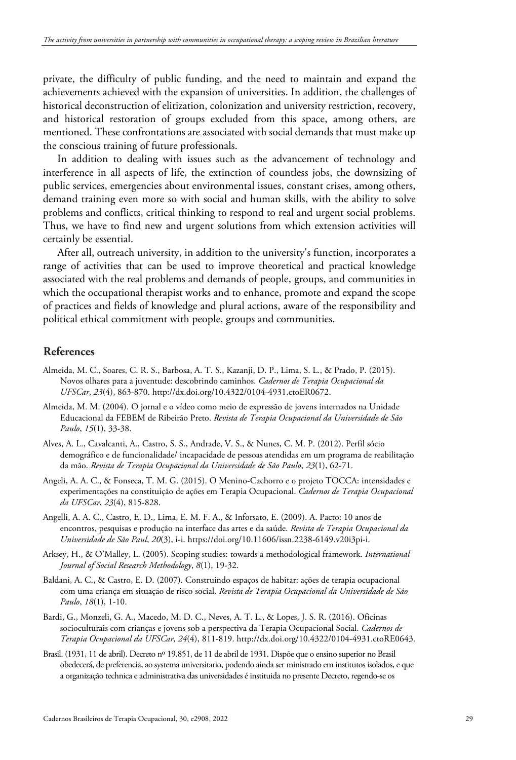private, the difficulty of public funding, and the need to maintain and expand the achievements achieved with the expansion of universities. In addition, the challenges of historical deconstruction of elitization, colonization and university restriction, recovery, and historical restoration of groups excluded from this space, among others, are mentioned. These confrontations are associated with social demands that must make up the conscious training of future professionals.

In addition to dealing with issues such as the advancement of technology and interference in all aspects of life, the extinction of countless jobs, the downsizing of public services, emergencies about environmental issues, constant crises, among others, demand training even more so with social and human skills, with the ability to solve problems and conflicts, critical thinking to respond to real and urgent social problems. Thus, we have to find new and urgent solutions from which extension activities will certainly be essential.

After all, outreach university, in addition to the university's function, incorporates a range of activities that can be used to improve theoretical and practical knowledge associated with the real problems and demands of people, groups, and communities in which the occupational therapist works and to enhance, promote and expand the scope of practices and fields of knowledge and plural actions, aware of the responsibility and political ethical commitment with people, groups and communities.

## References

Almeida, M. C., Soares, C. R. S., Barbosa, A. T. S., Kazanji, D. P., Lima, S. L., & Prado, P. (2015). Novos olhares para a juventude: descobrindo caminhos. *Cadernos de Terapia Ocupacional da UFSCar*, *23*(4), 863-870. http://dx.doi.org/10.4322/0104-4931.ctoER0672.

Almeida, M. M. (2004). O jornal e o vídeo como meio de expressão de jovens internados na Unidade Educacional da FEBEM de Ribeirão Preto. *Revista de Terapia Ocupacional da Universidade de São Paulo*, *15*(1), 33-38.

Alves, A. L., Cavalcanti, A., Castro, S. S., Andrade, V. S., & Nunes, C. M. P. (2012). Perfil sócio demográfico e de funcionalidade/ incapacidade de pessoas atendidas em um programa de reabilitação da mão. *Revista de Terapia Ocupacional da Universidade de São Paulo*, *23*(1), 62-71.

Angeli, A. A. C., & Fonseca, T. M. G. (2015). O Menino-Cachorro e o projeto TOCCA: intensidades e experimentações na constituição de ações em Terapia Ocupacional. *Cadernos de Terapia Ocupacional da UFSCar*, *23*(4), 815-828.

Angelli, A. A. C., Castro, E. D., Lima, E. M. F. A., & Inforsato, E. (2009). A. Pacto: 10 anos de encontros, pesquisas e produção na interface das artes e da saúde. *Revista de Terapia Ocupacional da Universidade de São Paul*, *20*(3), i-i. https://doi.org/10.11606/issn.2238-6149.v20i3pi-i.

Arksey, H., & O'Malley, L. (2005). Scoping studies: towards a methodological framework. *International Journal of Social Research Methodology*, *8*(1), 19-32.

Baldani, A. C., & Castro, E. D. (2007). Construindo espaços de habitar: ações de terapia ocupacional com uma criança em situação de risco social. *Revista de Terapia Ocupacional da Universidade de São Paulo*, *18*(1), 1-10.

Bardi, G., Monzeli, G. A., Macedo, M. D. C., Neves, A. T. L., & Lopes, J. S. R. (2016). Oficinas socioculturais com crianças e jovens sob a perspectiva da Terapia Ocupacional Social. *Cadernos de Terapia Ocupacional da UFSCar*, *24*(4), 811-819. http://dx.doi.org/10.4322/0104-4931.ctoRE0643.

Brasil. (1931, 11 de abril). Decreto nº 19.851, de 11 de abril de 1931. Dispõe que o ensino superior no Brasil obedecerá, de preferencia, ao systema universitario, podendo ainda ser ministrado em institutos isolados, e que a organização technica e administrativa das universidades é instituida no presente Decreto, regendo-se os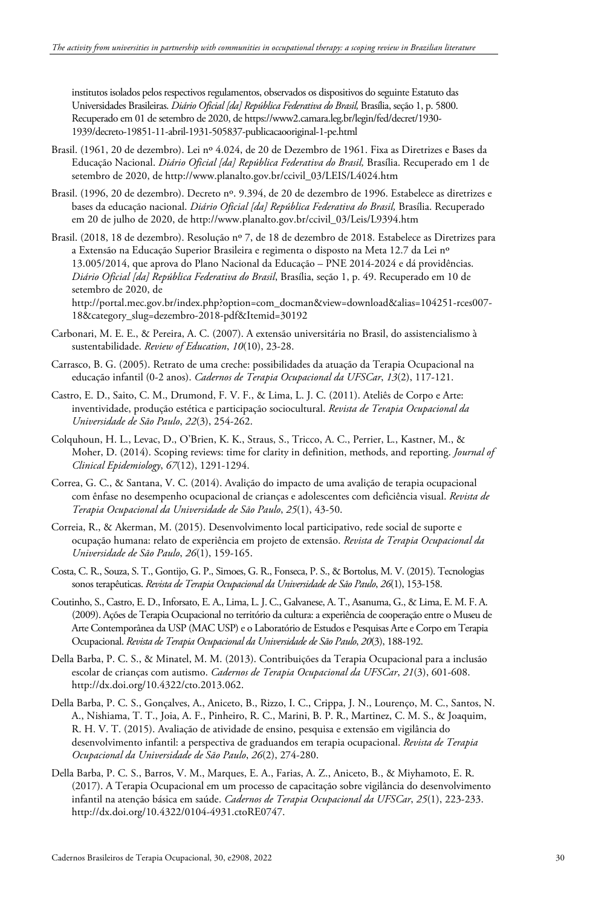institutos isolados pelos respectivos regulamentos, observados os dispositivos do seguinte Estatuto das Universidades Brasileiras. *Diário Oficial [da] República Federativa do Brasil,* Brasília, seção 1, p. 5800. Recuperado em 01 de setembro de 2020, de https://www2.camara.leg.br/legin/fed/decret/1930-1939/decreto-19851-11-abril-1931-505837-publicacaooriginal-1-pe.html

Brasil. (1961, 20 de dezembro). Lei nº 4.024, de 20 de Dezembro de 1961. Fixa as Diretrizes e Bases da Educação Nacional. *Diário Oficial [da] República Federativa do Brasil,* Brasília. Recuperado em 1 de setembro de 2020, de http://www.planalto.gov.br/ccivil_03/LEIS/L4024.htm

Brasil. (1996, 20 de dezembro). Decreto nº. 9.394, de 20 de dezembro de 1996. Estabelece as diretrizes e bases da educação nacional. *Diário Oficial [da] República Federativa do Brasil,* Brasília. Recuperado em 20 de julho de 2020, de http://www.planalto.gov.br/ccivil_03/Leis/L9394.htm

Brasil. (2018, 18 de dezembro). Resolução nº 7, de 18 de dezembro de 2018. Estabelece as Diretrizes para a Extensão na Educação Superior Brasileira e regimenta o disposto na Meta 12.7 da Lei nº 13.005/2014, que aprova do Plano Nacional da Educação – PNE 2014-2024 e dá providências. *Diário Oficial [da] República Federativa do Brasil*, Brasília, seção 1, p. 49. Recuperado em 10 de setembro de 2020, de http://portal.mec.gov.br/index.php?option=com_docman&view=download&alias=104251-rces007-18&category_slug=dezembro-2018-pdf&Itemid=30192

Carbonari, M. E. E., & Pereira, A. C. (2007). A extensão universitária no Brasil, do assistencialismo à sustentabilidade. *Review of Education*, *10*(10), 23-28.

Carrasco, B. G. (2005). Retrato de uma creche: possibilidades da atuação da Terapia Ocupacional na educação infantil (0-2 anos). *Cadernos de Terapia Ocupacional da UFSCar*, *13*(2), 117-121.

Castro, E. D., Saito, C. M., Drumond, F. V. F., & Lima, L. J. C. (2011). Ateliês de Corpo e Arte: inventividade, produção estética e participação sociocultural. *Revista de Terapia Ocupacional da Universidade de São Paulo*, *22*(3), 254-262.

Colquhoun, H. L., Levac, D., O'Brien, K. K., Straus, S., Tricco, A. C., Perrier, L., Kastner, M., & Moher, D. (2014). Scoping reviews: time for clarity in definition, methods, and reporting. *Journal of Clinical Epidemiology*, *67*(12), 1291-1294.

Correa, G. C., & Santana, V. C. (2014). Avalição do impacto de uma avalição de terapia ocupacional com ênfase no desempenho ocupacional de crianças e adolescentes com deficiência visual. *Revista de Terapia Ocupacional da Universidade de São Paulo*, *25*(1), 43-50.

Correia, R., & Akerman, M. (2015). Desenvolvimento local participativo, rede social de suporte e ocupação humana: relato de experiência em projeto de extensão. *Revista de Terapia Ocupacional da Universidade de São Paulo*, *26*(1), 159-165.

Costa, C. R., Souza, S. T., Gontijo, G. P., Simoes, G. R., Fonseca, P. S., & Bortolus, M. V. (2015). Tecnologias sonos terapêuticas. *Revista de Terapia Ocupacional da Universidade de São Paulo*, *26*(1), 153-158.

Coutinho, S., Castro, E. D., Inforsato, E. A., Lima, L. J. C., Galvanese, A. T., Asanuma, G., & Lima, E. M. F. A. (2009). Ações de Terapia Ocupacional no território da cultura: a experiência de cooperação entre o Museu de Arte Contemporânea da USP (MAC USP) e o Laboratório de Estudos e Pesquisas Arte e Corpo em Terapia Ocupacional. *Revista de Terapia Ocupacional da Universidade de São Paulo*, *20*(3), 188-192.

Della Barba, P. C. S., & Minatel, M. M. (2013). Contribuições da Terapia Ocupacional para a inclusão escolar de crianças com autismo. *Cadernos de Terapia Ocupacional da UFSCar*, *21*(3), 601-608. http://dx.doi.org/10.4322/cto.2013.062.

Della Barba, P. C. S., Gonçalves, A., Aniceto, B., Rizzo, I. C., Crippa, J. N., Lourenço, M. C., Santos, N. A., Nishiama, T. T., Joia, A. F., Pinheiro, R. C., Marini, B. P. R., Martinez, C. M. S., & Joaquim, R. H. V. T. (2015). Avaliação de atividade de ensino, pesquisa e extensão em vigilância do desenvolvimento infantil: a perspectiva de graduandos em terapia ocupacional. *Revista de Terapia Ocupacional da Universidade de São Paulo*, *26*(2), 274-280.

Della Barba, P. C. S., Barros, V. M., Marques, E. A., Farias, A. Z., Aniceto, B., & Miyhamoto, E. R. (2017). A Terapia Ocupacional em um processo de capacitação sobre vigilância do desenvolvimento infantil na atenção básica em saúde. *Cadernos de Terapia Ocupacional da UFSCar*, *25*(1), 223-233. http://dx.doi.org/10.4322/0104-4931.ctoRE0747.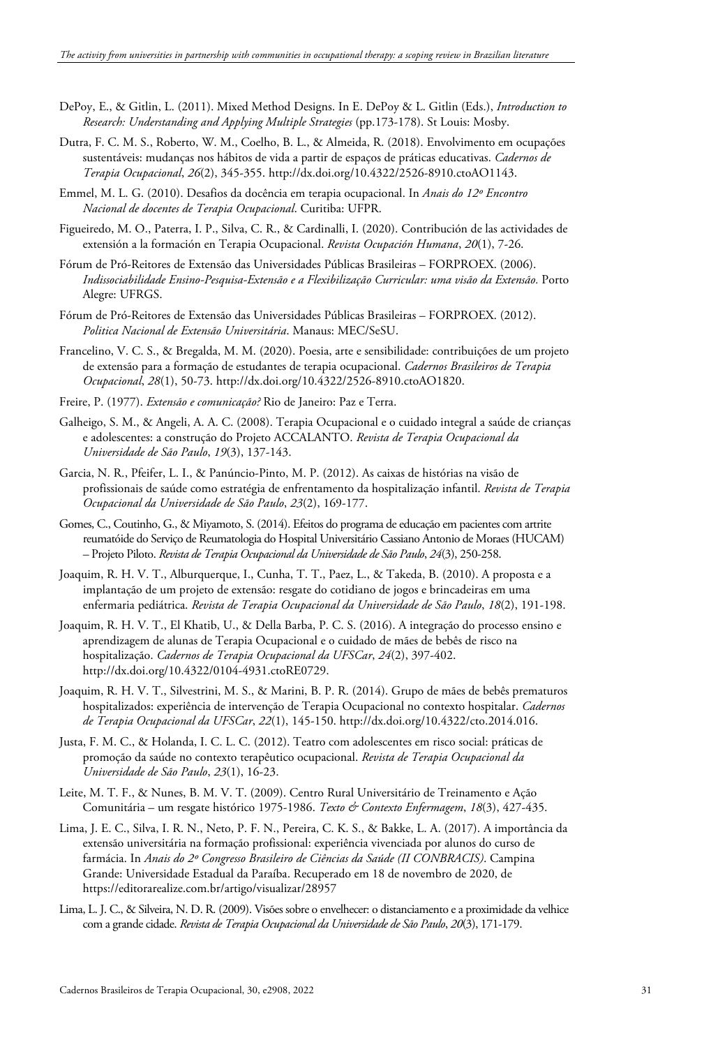DePoy, E., & Gitlin, L. (2011). Mixed Method Designs. In E. DePoy & L. Gitlin (Eds.), *Introduction to Research: Understanding and Applying Multiple Strategies* (pp.173-178). St Louis: Mosby.

Dutra, F. C. M. S., Roberto, W. M., Coelho, B. L., & Almeida, R. (2018). Envolvimento em ocupações sustentáveis: mudanças nos hábitos de vida a partir de espaços de práticas educativas. *Cadernos de Terapia Ocupacional*, *26*(2), 345-355. http://dx.doi.org/10.4322/2526-8910.ctoAO1143.

Emmel, M. L. G. (2010). Desafios da docência em terapia ocupacional. In *Anais do 12º Encontro Nacional de docentes de Terapia Ocupacional*. Curitiba: UFPR.

Figueiredo, M. O., Paterra, I. P., Silva, C. R., & Cardinalli, I. (2020). Contribución de las actividades de extensión a la formación en Terapia Ocupacional. *Revista Ocupación Humana*, *20*(1), 7-26.

Fórum de Pró-Reitores de Extensão das Universidades Públicas Brasileiras – FORPROEX. (2006). *Indissociabilidade Ensino-Pesquisa-Extensão e a Flexibilização Curricular: uma visão da Extensão.* Porto Alegre: UFRGS.

Fórum de Pró-Reitores de Extensão das Universidades Públicas Brasileiras – FORPROEX. (2012). *Politica Nacional de Extensão Universitária*. Manaus: MEC/SeSU.

Francelino, V. C. S., & Bregalda, M. M. (2020). Poesia, arte e sensibilidade: contribuições de um projeto de extensão para a formação de estudantes de terapia ocupacional. *Cadernos Brasileiros de Terapia Ocupacional*, *28*(1), 50-73. http://dx.doi.org/10.4322/2526-8910.ctoAO1820.

Freire, P. (1977). *Extensão e comunicação?* Rio de Janeiro: Paz e Terra.

Galheigo, S. M., & Angeli, A. A. C. (2008). Terapia Ocupacional e o cuidado integral a saúde de crianças e adolescentes: a construção do Projeto ACCALANTO. *Revista de Terapia Ocupacional da Universidade de São Paulo*, *19*(3), 137-143.

Garcia, N. R., Pfeifer, L. I., & Panúncio-Pinto, M. P. (2012). As caixas de histórias na visão de profissionais de saúde como estratégia de enfrentamento da hospitalização infantil. *Revista de Terapia Ocupacional da Universidade de São Paulo*, *23*(2), 169-177.

Gomes, C., Coutinho, G., & Miyamoto, S. (2014). Efeitos do programa de educação em pacientes com artrite reumatóide do Serviço de Reumatologia do Hospital Universitário Cassiano Antonio de Moraes (HUCAM) – Projeto Piloto. *Revista de Terapia Ocupacional da Universidade de São Paulo*, *24*(3), 250-258.

Joaquim, R. H. V. T., Alburquerque, I., Cunha, T. T., Paez, L., & Takeda, B. (2010). A proposta e a implantação de um projeto de extensão: resgate do cotidiano de jogos e brincadeiras em uma enfermaria pediátrica. *Revista de Terapia Ocupacional da Universidade de São Paulo*, *18*(2), 191-198.

Joaquim, R. H. V. T., El Khatib, U., & Della Barba, P. C. S. (2016). A integração do processo ensino e aprendizagem de alunas de Terapia Ocupacional e o cuidado de mães de bebês de risco na hospitalização. *Cadernos de Terapia Ocupacional da UFSCar*, *24*(2), 397-402. http://dx.doi.org/10.4322/0104-4931.ctoRE0729.

Joaquim, R. H. V. T., Silvestrini, M. S., & Marini, B. P. R. (2014). Grupo de mães de bebês prematuros hospitalizados: experiência de intervenção de Terapia Ocupacional no contexto hospitalar. *Cadernos de Terapia Ocupacional da UFSCar*, *22*(1), 145-150. http://dx.doi.org/10.4322/cto.2014.016.

Justa, F. M. C., & Holanda, I. C. L. C. (2012). Teatro com adolescentes em risco social: práticas de promoção da saúde no contexto terapêutico ocupacional. *Revista de Terapia Ocupacional da Universidade de São Paulo*, *23*(1), 16-23.

Leite, M. T. F., & Nunes, B. M. V. T. (2009). Centro Rural Universitário de Treinamento e Ação Comunitária – um resgate histórico 1975-1986. *Texto & Contexto Enfermagem*, *18*(3), 427-435.

Lima, J. E. C., Silva, I. R. N., Neto, P. F. N., Pereira, C. K. S., & Bakke, L. A. (2017). A importância da extensão universitária na formação profissional: experiência vivenciada por alunos do curso de farmácia. In *Anais do 2º Congresso Brasileiro de Ciências da Saúde (II CONBRACIS).* Campina Grande: Universidade Estadual da Paraíba. Recuperado em 18 de novembro de 2020, de https://editorarealize.com.br/artigo/visualizar/28957

Lima, L. J. C., & Silveira, N. D. R. (2009). Visões sobre o envelhecer: o distanciamento e a proximidade da velhice com a grande cidade. *Revista de Terapia Ocupacional da Universidade de São Paulo*, *20*(3), 171-179.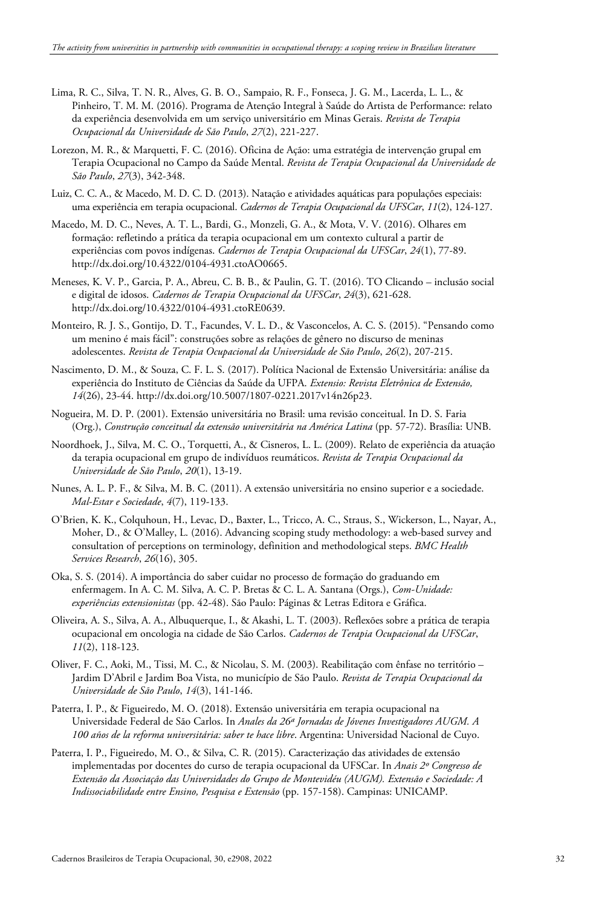Lima, R. C., Silva, T. N. R., Alves, G. B. O., Sampaio, R. F., Fonseca, J. G. M., Lacerda, L. L., & Pinheiro, T. M. M. (2016). Programa de Atenção Integral à Saúde do Artista de Performance: relato da experiência desenvolvida em um serviço universitário em Minas Gerais. *Revista de Terapia Ocupacional da Universidade de São Paulo*, *27*(2), 221-227.

Lorezon, M. R., & Marquetti, F. C. (2016). Oficina de Ação: uma estratégia de intervenção grupal em Terapia Ocupacional no Campo da Saúde Mental. *Revista de Terapia Ocupacional da Universidade de São Paulo*, *27*(3), 342-348.

Luiz, C. C. A., & Macedo, M. D. C. D. (2013). Natação e atividades aquáticas para populações especiais: uma experiência em terapia ocupacional. *Cadernos de Terapia Ocupacional da UFSCar*, *11*(2), 124-127.

Macedo, M. D. C., Neves, A. T. L., Bardi, G., Monzeli, G. A., & Mota, V. V. (2016). Olhares em formação: refletindo a prática da terapia ocupacional em um contexto cultural a partir de experiências com povos indígenas. *Cadernos de Terapia Ocupacional da UFSCar*, *24*(1), 77-89. http://dx.doi.org/10.4322/0104-4931.ctoAO0665.

Meneses, K. V. P., Garcia, P. A., Abreu, C. B. B., & Paulin, G. T. (2016). TO Clicando – inclusão social e digital de idosos. *Cadernos de Terapia Ocupacional da UFSCar*, *24*(3), 621-628. http://dx.doi.org/10.4322/0104-4931.ctoRE0639.

Monteiro, R. J. S., Gontijo, D. T., Facundes, V. L. D., & Vasconcelos, A. C. S. (2015). "Pensando como um menino é mais fácil": construções sobre as relações de gênero no discurso de meninas adolescentes. *Revista de Terapia Ocupacional da Universidade de São Paulo*, *26*(2), 207-215.

Nascimento, D. M., & Souza, C. F. L. S. (2017). Política Nacional de Extensão Universitária: análise da experiência do Instituto de Ciências da Saúde da UFPA. *Extensio: Revista Eletrônica de Extensão, 14*(26), 23-44. http://dx.doi.org/10.5007/1807-0221.2017v14n26p23.

Nogueira, M. D. P. (2001). Extensão universitária no Brasil: uma revisão conceitual. In D. S. Faria (Org.), *Construção conceitual da extensão universitária na América Latina* (pp. 57-72). Brasília: UNB.

Noordhoek, J., Silva, M. C. O., Torquetti, A., & Cisneros, L. L. (2009). Relato de experiência da atuação da terapia ocupacional em grupo de indivíduos reumáticos. *Revista de Terapia Ocupacional da Universidade de São Paulo*, *20*(1), 13-19.

Nunes, A. L. P. F., & Silva, M. B. C. (2011). A extensão universitária no ensino superior e a sociedade. *Mal-Estar e Sociedade*, *4*(7), 119-133.

O'Brien, K. K., Colquhoun, H., Levac, D., Baxter, L., Tricco, A. C., Straus, S., Wickerson, L., Nayar, A., Moher, D., & O'Malley, L. (2016). Advancing scoping study methodology: a web-based survey and consultation of perceptions on terminology, definition and methodological steps. *BMC Health Services Research*, *26*(16), 305.

Oka, S. S. (2014). A importância do saber cuidar no processo de formação do graduando em enfermagem. In A. C. M. Silva, A. C. P. Bretas & C. L. A. Santana (Orgs.), *Com-Unidade: experiências extensionistas* (pp. 42-48). São Paulo: Páginas & Letras Editora e Gráfica.

Oliveira, A. S., Silva, A. A., Albuquerque, I., & Akashi, L. T. (2003). Reflexões sobre a prática de terapia ocupacional em oncologia na cidade de São Carlos. *Cadernos de Terapia Ocupacional da UFSCar*, *11*(2), 118-123.

Oliver, F. C., Aoki, M., Tissi, M. C., & Nicolau, S. M. (2003). Reabilitação com ênfase no território – Jardim D'Abril e Jardim Boa Vista, no município de São Paulo. *Revista de Terapia Ocupacional da Universidade de São Paulo*, *14*(3), 141-146.

Paterra, I. P., & Figueiredo, M. O. (2018). Extensão universitária em terapia ocupacional na Universidade Federal de São Carlos. In *Anales da 26ª Jornadas de Jóvenes Investigadores AUGM. A 100 años de la reforma universitária: saber te hace libre*. Argentina: Universidad Nacional de Cuyo.

Paterra, I. P., Figueiredo, M. O., & Silva, C. R. (2015). Caracterização das atividades de extensão implementadas por docentes do curso de terapia ocupacional da UFSCar. In *Anais 2º Congresso de Extensão da Associação das Universidades do Grupo de Montevidéu (AUGM). Extensão e Sociedade: A Indissociabilidade entre Ensino, Pesquisa e Extensão* (pp. 157-158). Campinas: UNICAMP.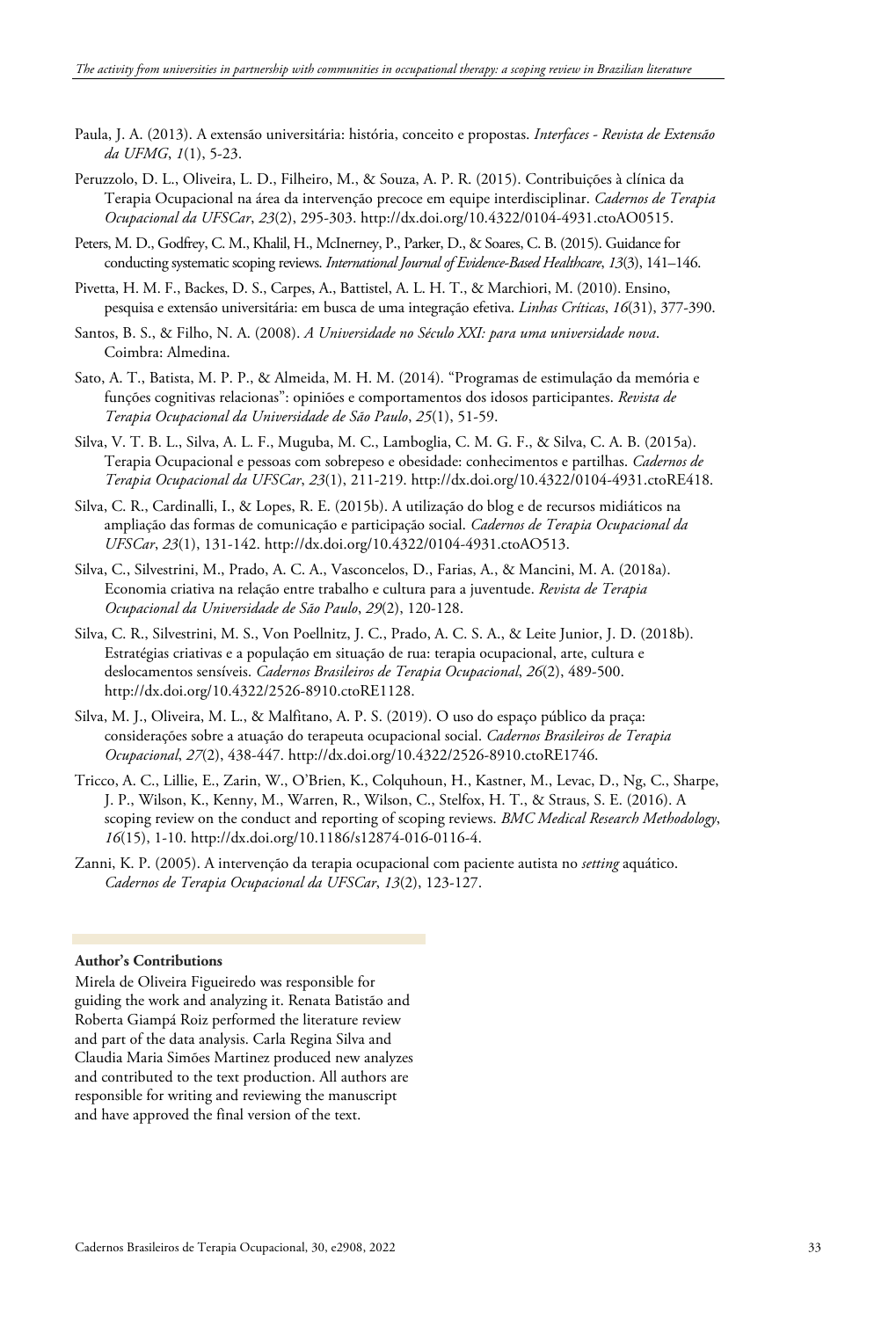Paula, J. A. (2013). A extensão universitária: história, conceito e propostas. *Interfaces - Revista de Extensão da UFMG*, *1*(1), 5-23.

Peruzzolo, D. L., Oliveira, L. D., Filheiro, M., & Souza, A. P. R. (2015). Contribuições à clínica da Terapia Ocupacional na área da intervenção precoce em equipe interdisciplinar. *Cadernos de Terapia Ocupacional da UFSCar*, *23*(2), 295-303. http://dx.doi.org/10.4322/0104-4931.ctoAO0515.

Peters, M. D., Godfrey, C. M., Khalil, H., McInerney, P., Parker, D., & Soares, C. B. (2015). Guidance for conducting systematic scoping reviews. *International Journal of Evidence-Based Healthcare*, *13*(3), 141–146.

Pivetta, H. M. F., Backes, D. S., Carpes, A., Battistel, A. L. H. T., & Marchiori, M. (2010). Ensino, pesquisa e extensão universitária: em busca de uma integração efetiva. *Linhas Críticas*, *16*(31), 377-390.

Santos, B. S., & Filho, N. A. (2008). *A Universidade no Século XXI: para uma universidade nova*. Coimbra: Almedina.

Sato, A. T., Batista, M. P. P., & Almeida, M. H. M. (2014). "Programas de estimulação da memória e funções cognitivas relacionas": opiniões e comportamentos dos idosos participantes. *Revista de Terapia Ocupacional da Universidade de São Paulo*, *25*(1), 51-59.

Silva, V. T. B. L., Silva, A. L. F., Muguba, M. C., Lamboglia, C. M. G. F., & Silva, C. A. B. (2015a). Terapia Ocupacional e pessoas com sobrepeso e obesidade: conhecimentos e partilhas. *Cadernos de Terapia Ocupacional da UFSCar*, *23*(1), 211-219. http://dx.doi.org/10.4322/0104-4931.ctoRE418.

Silva, C. R., Cardinalli, I., & Lopes, R. E. (2015b). A utilização do blog e de recursos midiáticos na ampliação das formas de comunicação e participação social. *Cadernos de Terapia Ocupacional da UFSCar*, *23*(1), 131-142. http://dx.doi.org/10.4322/0104-4931.ctoAO513.

Silva, C., Silvestrini, M., Prado, A. C. A., Vasconcelos, D., Farias, A., & Mancini, M. A. (2018a). Economia criativa na relação entre trabalho e cultura para a juventude. *Revista de Terapia Ocupacional da Universidade de São Paulo*, *29*(2), 120-128.

Silva, C. R., Silvestrini, M. S., Von Poellnitz, J. C., Prado, A. C. S. A., & Leite Junior, J. D. (2018b). Estratégias criativas e a população em situação de rua: terapia ocupacional, arte, cultura e deslocamentos sensíveis. *Cadernos Brasileiros de Terapia Ocupacional*, *26*(2), 489-500. http://dx.doi.org/10.4322/2526-8910.ctoRE1128.

Silva, M. J., Oliveira, M. L., & Malfitano, A. P. S. (2019). O uso do espaço público da praça: considerações sobre a atuação do terapeuta ocupacional social. *Cadernos Brasileiros de Terapia Ocupacional*, *27*(2), 438-447. http://dx.doi.org/10.4322/2526-8910.ctoRE1746.

Tricco, A. C., Lillie, E., Zarin, W., O'Brien, K., Colquhoun, H., Kastner, M., Levac, D., Ng, C., Sharpe, J. P., Wilson, K., Kenny, M., Warren, R., Wilson, C., Stelfox, H. T., & Straus, S. E. (2016). A scoping review on the conduct and reporting of scoping reviews. *BMC Medical Research Methodology*, *16*(15), 1-10. http://dx.doi.org/10.1186/s12874-016-0116-4.

Zanni, K. P. (2005). A intervenção da terapia ocupacional com paciente autista no *setting* aquático. *Cadernos de Terapia Ocupacional da UFSCar*, *13*(2), 123-127.

**Author's Contributions**

Mirela de Oliveira Figueiredo was responsible for guiding the work and analyzing it. Renata Batistão and Roberta Giampá Roiz performed the literature review and part of the data analysis. Carla Regina Silva and Claudia Maria Simões Martinez produced new analyzes and contributed to the text production. All authors are responsible for writing and reviewing the manuscript and have approved the final version of the text.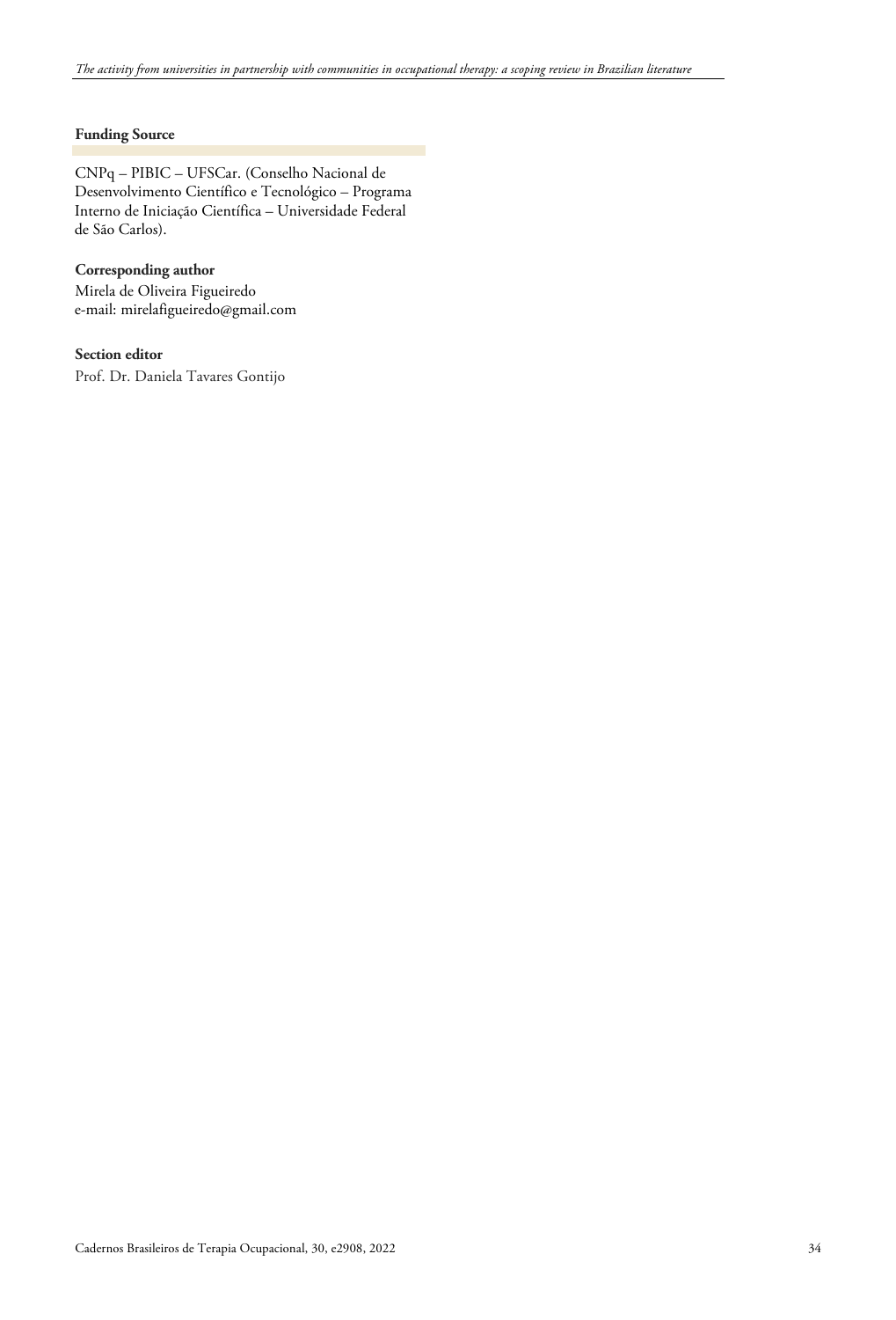### Funding Source

CNPq – PIBIC – UFSCar. (Conselho Nacional de Desenvolvimento Científico e Tecnológico – Programa Interno de Iniciação Científica – Universidade Federal de São Carlos).

**Corresponding author**
Mirela de Oliveira Figueiredo
e-mail: mirelafigueiredo@gmail.com

**Section editor**
Prof. Dr. Daniela Tavares Gontijo